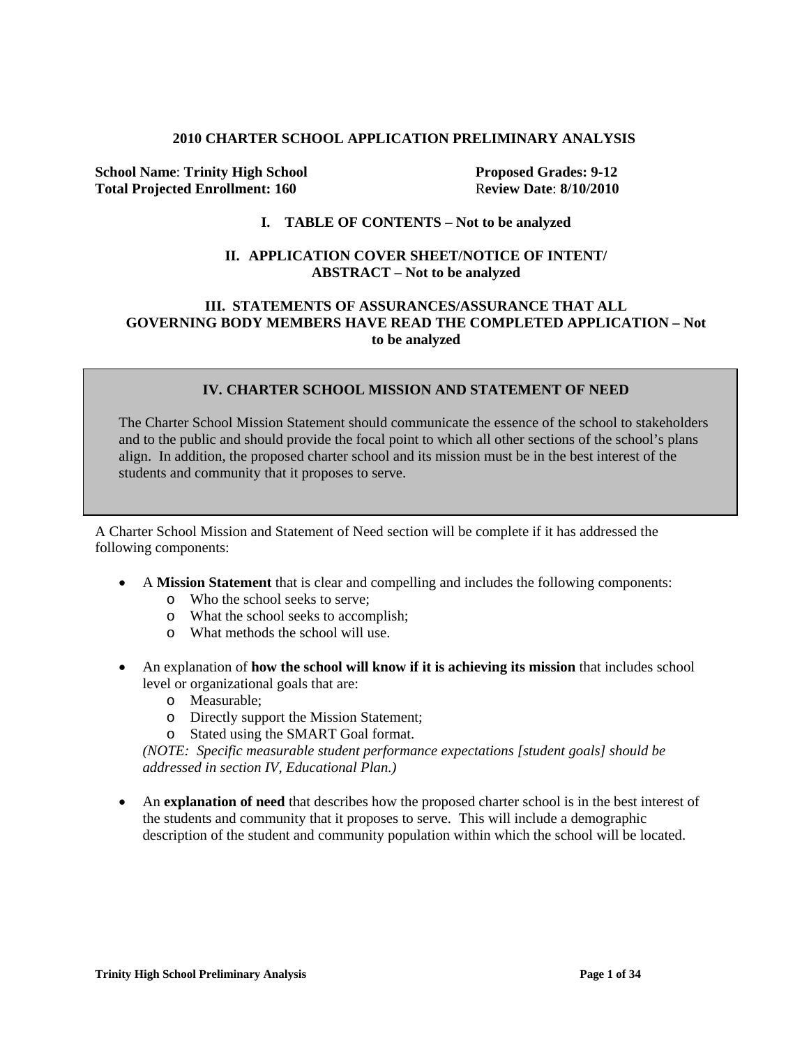# 2010 CHARTER SCHOOL APPLICATION PRELIMINARY ANALYSIS

**School Name**: **Trinity High School** **Proposed Grades: 9-12**
**Total Projected Enrollment: 160** **Review Date**: **8/10/2010**

## I. TABLE OF CONTENTS – Not to be analyzed

## II. APPLICATION COVER SHEET/NOTICE OF INTENT/ ABSTRACT – Not to be analyzed

## III. STATEMENTS OF ASSURANCES/ASSURANCE THAT ALL GOVERNING BODY MEMBERS HAVE READ THE COMPLETED APPLICATION – Not to be analyzed

## IV. CHARTER SCHOOL MISSION AND STATEMENT OF NEED

The Charter School Mission Statement should communicate the essence of the school to stakeholders and to the public and should provide the focal point to which all other sections of the school's plans align. In addition, the proposed charter school and its mission must be in the best interest of the students and community that it proposes to serve.

A Charter School Mission and Statement of Need section will be complete if it has addressed the following components:

- A **Mission Statement** that is clear and compelling and includes the following components:
  - Who the school seeks to serve;
  - What the school seeks to accomplish;
  - What methods the school will use.

- An explanation of **how the school will know if it is achieving its mission** that includes school level or organizational goals that are:
  - Measurable;
  - Directly support the Mission Statement;
  - Stated using the SMART Goal format.

  *(NOTE: Specific measurable student performance expectations [student goals] should be addressed in section IV, Educational Plan.)*

- An **explanation of need** that describes how the proposed charter school is in the best interest of the students and community that it proposes to serve. This will include a demographic description of the student and community population within which the school will be located.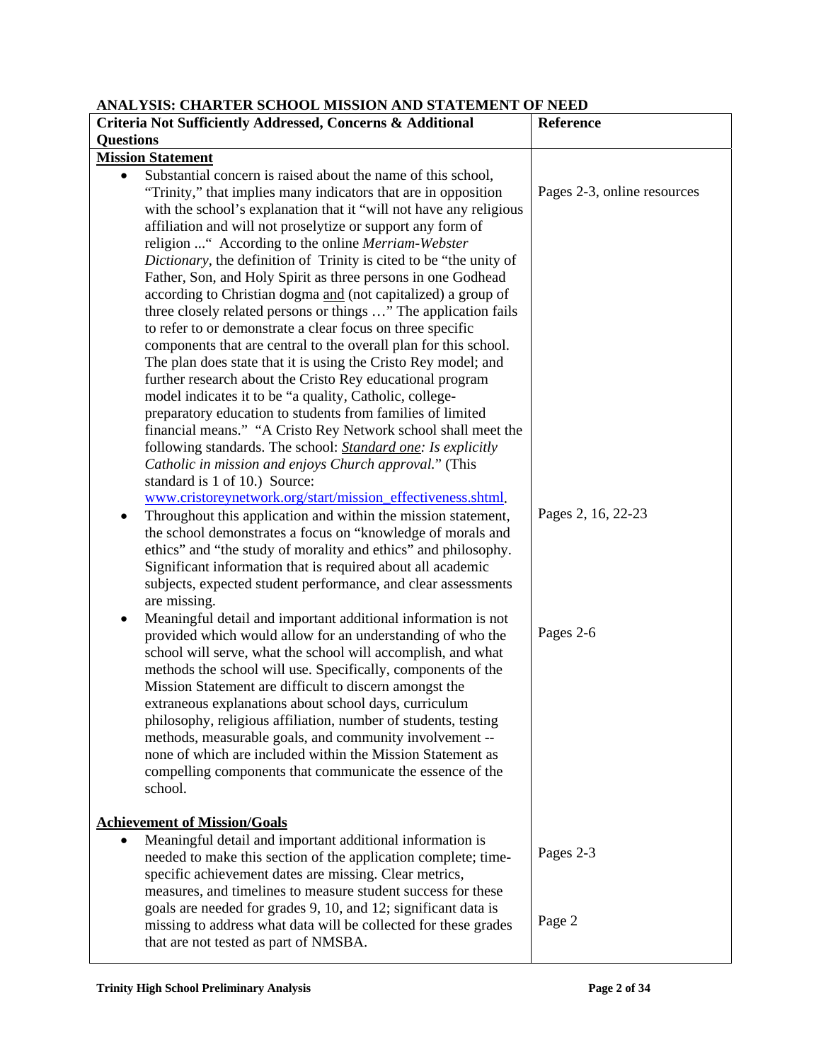## ANALYSIS: CHARTER SCHOOL MISSION AND STATEMENT OF NEED

| Criteria Not Sufficiently Addressed, Concerns & Additional Questions | Reference |
|---|---|
| <u>**Mission Statement**</u> | |
| • Substantial concern is raised about the name of this school, "Trinity," that implies many indicators that are in opposition with the school's explanation that it "will not have any religious affiliation and will not proselytize or support any form of religion ..." According to the online *Merriam-Webster Dictionary*, the definition of Trinity is cited to be "the unity of Father, Son, and Holy Spirit as three persons in one Godhead according to Christian dogma <u>and</u> (not capitalized) a group of three closely related persons or things …" The application fails to refer to or demonstrate a clear focus on three specific components that are central to the overall plan for this school. The plan does state that it is using the Cristo Rey model; and further research about the Cristo Rey educational program model indicates it to be "a quality, Catholic, college-preparatory education to students from families of limited financial means." "A Cristo Rey Network school shall meet the following standards. The school: *<u>Standard one</u>: Is explicitly Catholic in mission and enjoys Church approval.*" (This standard is 1 of 10.) Source: www.cristoreynetwork.org/start/mission_effectiveness.shtml. | Pages 2-3, online resources |
| • Throughout this application and within the mission statement, the school demonstrates a focus on "knowledge of morals and ethics" and "the study of morality and ethics" and philosophy. Significant information that is required about all academic subjects, expected student performance, and clear assessments are missing. | Pages 2, 16, 22-23 |
| • Meaningful detail and important additional information is not provided which would allow for an understanding of who the school will serve, what the school will accomplish, and what methods the school will use. Specifically, components of the Mission Statement are difficult to discern amongst the extraneous explanations about school days, curriculum philosophy, religious affiliation, number of students, testing methods, measurable goals, and community involvement -- none of which are included within the Mission Statement as compelling components that communicate the essence of the school. | Pages 2-6 |
| <u>**Achievement of Mission/Goals**</u> | |
| • Meaningful detail and important additional information is needed to make this section of the application complete; time-specific achievement dates are missing. Clear metrics, measures, and timelines to measure student success for these goals are needed for grades 9, 10, and 12; significant data is missing to address what data will be collected for these grades that are not tested as part of NMSBA. | Pages 2-3<br><br>Page 2 |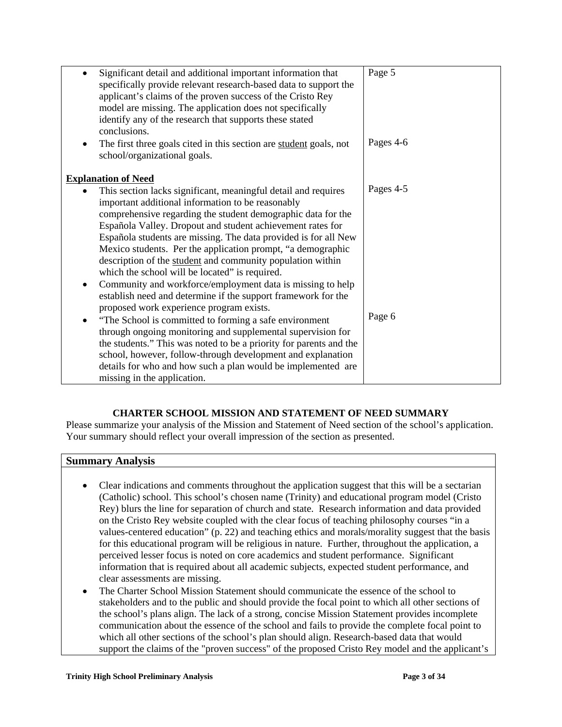| | |
|---|---|
| • Significant detail and additional important information that specifically provide relevant research-based data to support the applicant's claims of the proven success of the Cristo Rey model are missing. The application does not specifically identify any of the research that supports these stated conclusions. | Page 5 |
| • The first three goals cited in this section are <u>student</u> goals, not school/organizational goals. | Pages 4-6 |
| **<u>Explanation of Need</u>** | |
| • This section lacks significant, meaningful detail and requires important additional information to be reasonably comprehensive regarding the student demographic data for the Española Valley. Dropout and student achievement rates for Española students are missing. The data provided is for all New Mexico students. Per the application prompt, "a demographic description of the <u>student</u> and community population within which the school will be located" is required. | Pages 4-5 |
| • Community and workforce/employment data is missing to help establish need and determine if the support framework for the proposed work experience program exists. | |
| • "The School is committed to forming a safe environment through ongoing monitoring and supplemental supervision for the students." This was noted to be a priority for parents and the school, however, follow-through development and explanation details for who and how such a plan would be implemented are missing in the application. | Page 6 |

**CHARTER SCHOOL MISSION AND STATEMENT OF NEED SUMMARY**

Please summarize your analysis of the Mission and Statement of Need section of the school's application. Your summary should reflect your overall impression of the section as presented.

| **Summary Analysis** |
|---|
| • Clear indications and comments throughout the application suggest that this will be a sectarian (Catholic) school. This school's chosen name (Trinity) and educational program model (Cristo Rey) blurs the line for separation of church and state. Research information and data provided on the Cristo Rey website coupled with the clear focus of teaching philosophy courses "in a values-centered education" (p. 22) and teaching ethics and morals/morality suggest that the basis for this educational program will be religious in nature. Further, throughout the application, a perceived lesser focus is noted on core academics and student performance. Significant information that is required about all academic subjects, expected student performance, and clear assessments are missing.<br>• The Charter School Mission Statement should communicate the essence of the school to stakeholders and to the public and should provide the focal point to which all other sections of the school's plans align. The lack of a strong, concise Mission Statement provides incomplete communication about the essence of the school and fails to provide the complete focal point to which all other sections of the school's plan should align. Research-based data that would support the claims of the "proven success" of the proposed Cristo Rey model and the applicant's |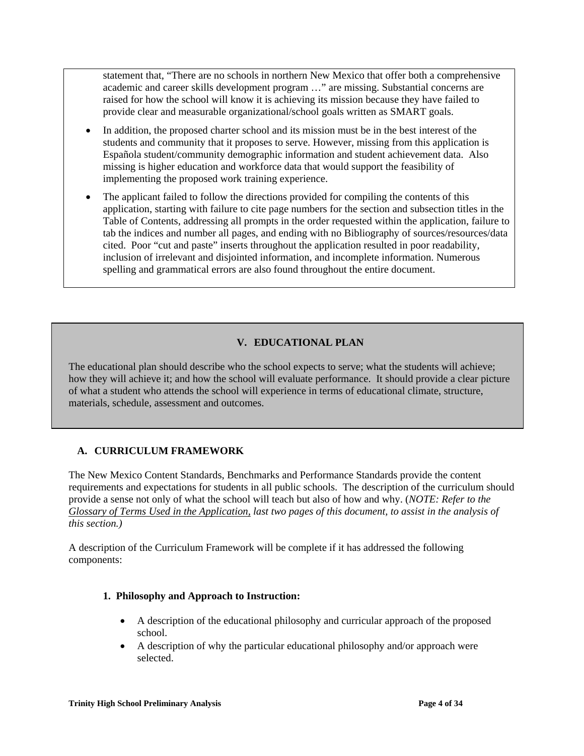statement that, “There are no schools in northern New Mexico that offer both a comprehensive academic and career skills development program …” are missing. Substantial concerns are raised for how the school will know it is achieving its mission because they have failed to provide clear and measurable organizational/school goals written as SMART goals.

- In addition, the proposed charter school and its mission must be in the best interest of the students and community that it proposes to serve. However, missing from this application is Española student/community demographic information and student achievement data. Also missing is higher education and workforce data that would support the feasibility of implementing the proposed work training experience.
- The applicant failed to follow the directions provided for compiling the contents of this application, starting with failure to cite page numbers for the section and subsection titles in the Table of Contents, addressing all prompts in the order requested within the application, failure to tab the indices and number all pages, and ending with no Bibliography of sources/resources/data cited. Poor “cut and paste” inserts throughout the application resulted in poor readability, inclusion of irrelevant and disjointed information, and incomplete information. Numerous spelling and grammatical errors are also found throughout the entire document.

## V. EDUCATIONAL PLAN

The educational plan should describe who the school expects to serve; what the students will achieve; how they will achieve it; and how the school will evaluate performance. It should provide a clear picture of what a student who attends the school will experience in terms of educational climate, structure, materials, schedule, assessment and outcomes.

### A. CURRICULUM FRAMEWORK

The New Mexico Content Standards, Benchmarks and Performance Standards provide the content requirements and expectations for students in all public schools. The description of the curriculum should provide a sense not only of what the school will teach but also of how and why. (*NOTE: Refer to the Glossary of Terms Used in the Application, last two pages of this document, to assist in the analysis of this section.)*

A description of the Curriculum Framework will be complete if it has addressed the following components:

#### 1. Philosophy and Approach to Instruction:

- A description of the educational philosophy and curricular approach of the proposed school.
- A description of why the particular educational philosophy and/or approach were selected.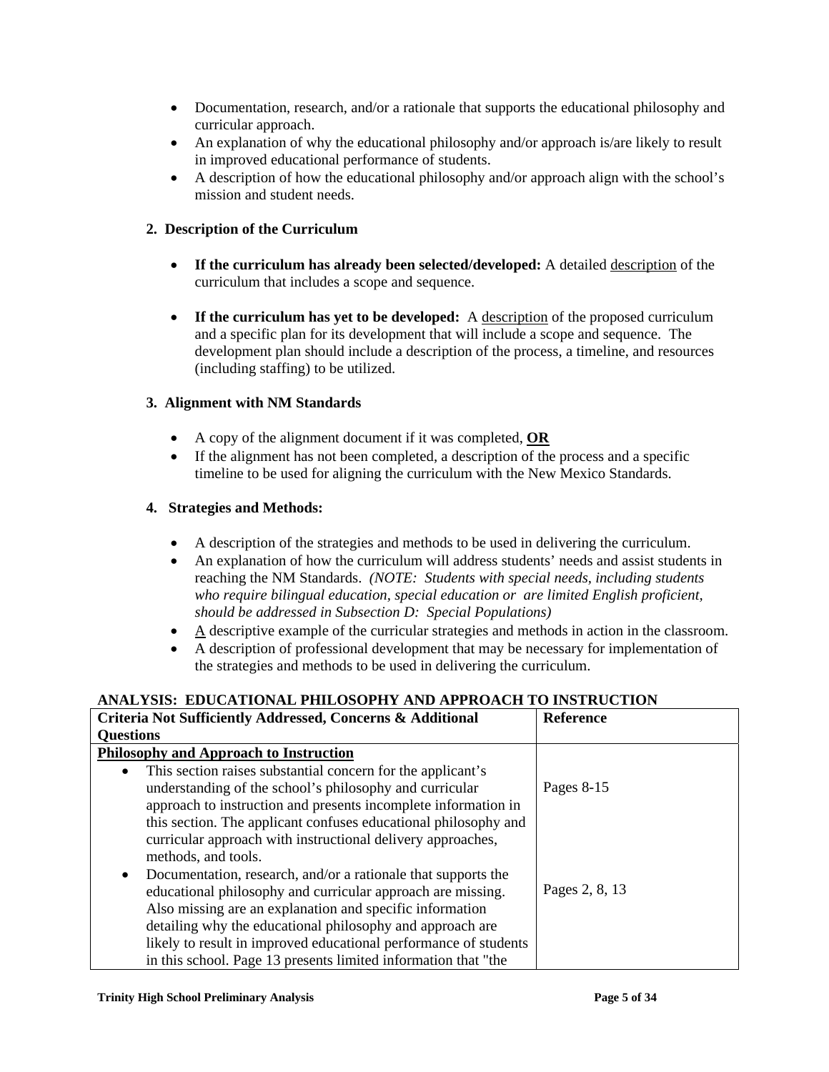- Documentation, research, and/or a rationale that supports the educational philosophy and curricular approach.
- An explanation of why the educational philosophy and/or approach is/are likely to result in improved educational performance of students.
- A description of how the educational philosophy and/or approach align with the school's mission and student needs.

**2. Description of the Curriculum**

- **If the curriculum has already been selected/developed:** A detailed <u>description</u> of the curriculum that includes a scope and sequence.
- **If the curriculum has yet to be developed:** A <u>description</u> of the proposed curriculum and a specific plan for its development that will include a scope and sequence. The development plan should include a description of the process, a timeline, and resources (including staffing) to be utilized.

**3. Alignment with NM Standards**

- A copy of the alignment document if it was completed, **<u>OR</u>**
- If the alignment has not been completed, a description of the process and a specific timeline to be used for aligning the curriculum with the New Mexico Standards.

**4. Strategies and Methods:**

- A description of the strategies and methods to be used in delivering the curriculum.
- An explanation of how the curriculum will address students' needs and assist students in reaching the NM Standards. *(NOTE: Students with special needs, including students who require bilingual education, special education or are limited English proficient, should be addressed in Subsection D: Special Populations)*
- <u>A</u> descriptive example of the curricular strategies and methods in action in the classroom.
- A description of professional development that may be necessary for implementation of the strategies and methods to be used in delivering the curriculum.

**ANALYSIS: EDUCATIONAL PHILOSOPHY AND APPROACH TO INSTRUCTION**

| Criteria Not Sufficiently Addressed, Concerns & Additional Questions | Reference |
|---|---|
| **<u>Philosophy and Approach to Instruction</u>** | |
| • This section raises substantial concern for the applicant's understanding of the school's philosophy and curricular approach to instruction and presents incomplete information in this section. The applicant confuses educational philosophy and curricular approach with instructional delivery approaches, methods, and tools. | Pages 8-15 |
| • Documentation, research, and/or a rationale that supports the educational philosophy and curricular approach are missing. Also missing are an explanation and specific information detailing why the educational philosophy and approach are likely to result in improved educational performance of students in this school. Page 13 presents limited information that "the | Pages 2, 8, 13 |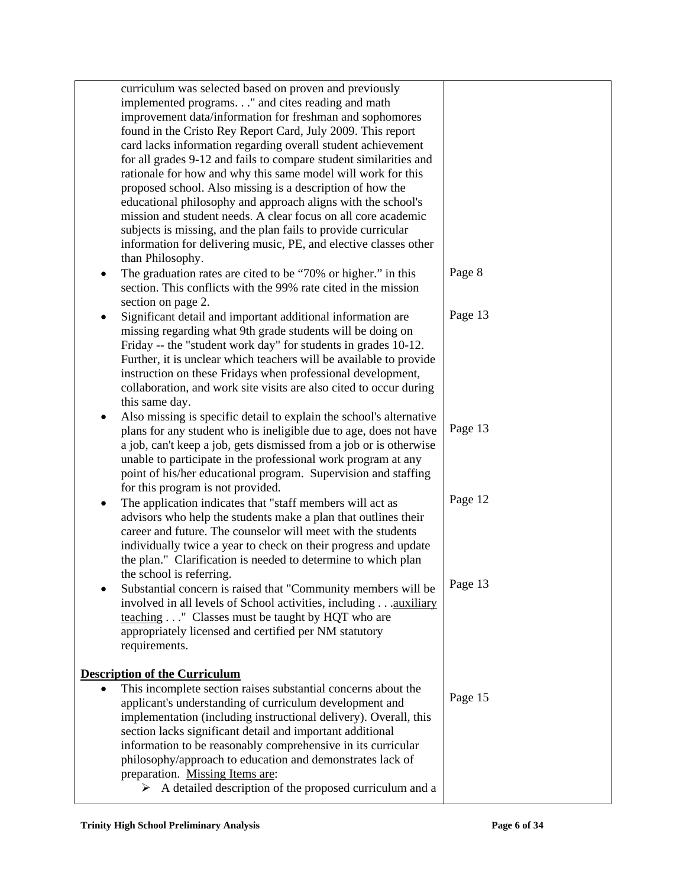| | |
|---|---|
| curriculum was selected based on proven and previously implemented programs. . ." and cites reading and math improvement data/information for freshman and sophomores found in the Cristo Rey Report Card, July 2009. This report card lacks information regarding overall student achievement for all grades 9-12 and fails to compare student similarities and rationale for how and why this same model will work for this proposed school. Also missing is a description of how the educational philosophy and approach aligns with the school's mission and student needs. A clear focus on all core academic subjects is missing, and the plan fails to provide curricular information for delivering music, PE, and elective classes other than Philosophy. | |
| • The graduation rates are cited to be "70% or higher." in this section. This conflicts with the 99% rate cited in the mission section on page 2. | Page 8 |
| • Significant detail and important additional information are missing regarding what 9th grade students will be doing on Friday -- the "student work day" for students in grades 10-12. Further, it is unclear which teachers will be available to provide instruction on these Fridays when professional development, collaboration, and work site visits are also cited to occur during this same day. | Page 13 |
| • Also missing is specific detail to explain the school's alternative plans for any student who is ineligible due to age, does not have a job, can't keep a job, gets dismissed from a job or is otherwise unable to participate in the professional work program at any point of his/her educational program. Supervision and staffing for this program is not provided. | Page 13 |
| • The application indicates that "staff members will act as advisors who help the students make a plan that outlines their career and future. The counselor will meet with the students individually twice a year to check on their progress and update the plan." Clarification is needed to determine to which plan the school is referring. | Page 12 |
| • Substantial concern is raised that "Community members will be involved in all levels of School activities, including . . .<u>auxiliary teaching</u> . . ." Classes must be taught by HQT who are appropriately licensed and certified per NM statutory requirements. | Page 13 |
| **<u>Description of the Curriculum</u>** | |
| • This incomplete section raises substantial concerns about the applicant's understanding of curriculum development and implementation (including instructional delivery). Overall, this section lacks significant detail and important additional information to be reasonably comprehensive in its curricular philosophy/approach to education and demonstrates lack of preparation. <u>Missing Items are</u>:<br>➢ A detailed description of the proposed curriculum and a | Page 15 |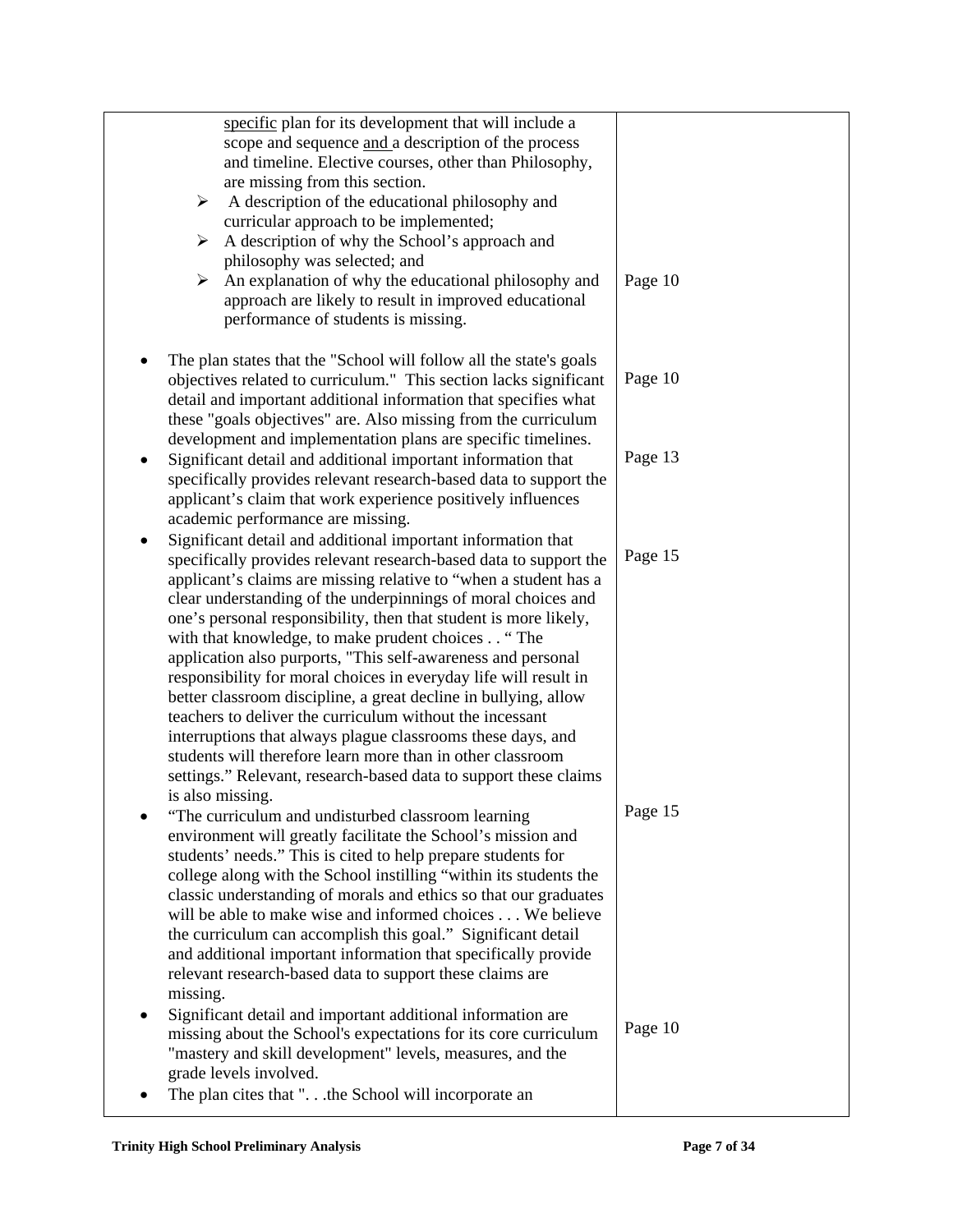| | |
|---|---|
| specific plan for its development that will include a scope and sequence and a description of the process and timeline. Elective courses, other than Philosophy, are missing from this section.<br>➢ A description of the educational philosophy and curricular approach to be implemented;<br>➢ A description of why the School's approach and philosophy was selected; and<br>➢ An explanation of why the educational philosophy and approach are likely to result in improved educational performance of students is missing. | Page 10 |
| • The plan states that the "School will follow all the state's goals objectives related to curriculum." This section lacks significant detail and important additional information that specifies what these "goals objectives" are. Also missing from the curriculum development and implementation plans are specific timelines. | Page 10 |
| • Significant detail and additional important information that specifically provides relevant research-based data to support the applicant's claim that work experience positively influences academic performance are missing. | Page 13 |
| • Significant detail and additional important information that specifically provides relevant research-based data to support the applicant's claims are missing relative to "when a student has a clear understanding of the underpinnings of moral choices and one's personal responsibility, then that student is more likely, with that knowledge, to make prudent choices . . " The application also purports, "This self-awareness and personal responsibility for moral choices in everyday life will result in better classroom discipline, a great decline in bullying, allow teachers to deliver the curriculum without the incessant interruptions that always plague classrooms these days, and students will therefore learn more than in other classroom settings." Relevant, research-based data to support these claims is also missing. | Page 15 |
| • "The curriculum and undisturbed classroom learning environment will greatly facilitate the School's mission and students' needs." This is cited to help prepare students for college along with the School instilling "within its students the classic understanding of morals and ethics so that our graduates will be able to make wise and informed choices . . . We believe the curriculum can accomplish this goal." Significant detail and additional important information that specifically provide relevant research-based data to support these claims are missing. | Page 15 |
| • Significant detail and important additional information are missing about the School's expectations for its core curriculum "mastery and skill development" levels, measures, and the grade levels involved. | Page 10 |
| • The plan cites that ". . .the School will incorporate an | |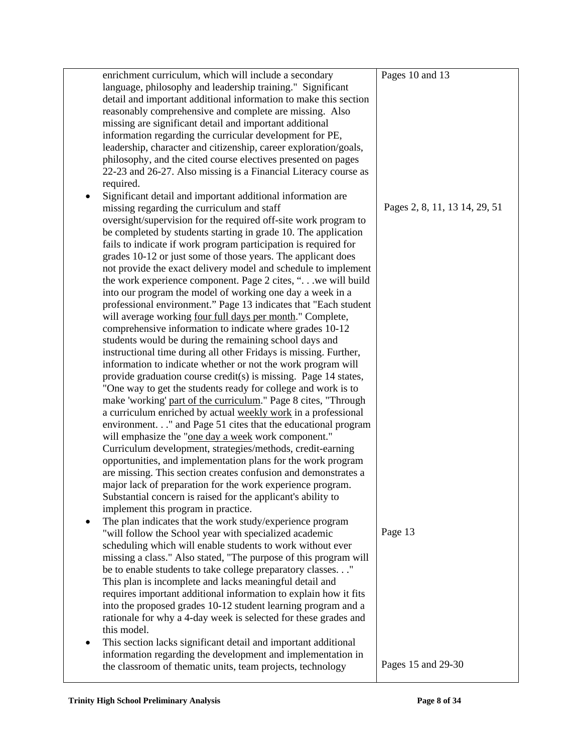| | |
|---|---|
| enrichment curriculum, which will include a secondary language, philosophy and leadership training." Significant detail and important additional information to make this section reasonably comprehensive and complete are missing. Also missing are significant detail and important additional information regarding the curricular development for PE, leadership, character and citizenship, career exploration/goals, philosophy, and the cited course electives presented on pages 22-23 and 26-27. Also missing is a Financial Literacy course as required. | Pages 10 and 13 |
| • Significant detail and important additional information are missing regarding the curriculum and staff oversight/supervision for the required off-site work program to be completed by students starting in grade 10. The application fails to indicate if work program participation is required for grades 10-12 or just some of those years. The applicant does not provide the exact delivery model and schedule to implement the work experience component. Page 2 cites, ". . .we will build into our program the model of working one day a week in a professional environment." Page 13 indicates that "Each student will average working <u>four full days per month</u>." Complete, comprehensive information to indicate where grades 10-12 students would be during the remaining school days and instructional time during all other Fridays is missing. Further, information to indicate whether or not the work program will provide graduation course credit(s) is missing. Page 14 states, "One way to get the students ready for college and work is to make 'working' <u>part of the curriculum</u>." Page 8 cites, "Through a curriculum enriched by actual <u>weekly work</u> in a professional environment. . ." and Page 51 cites that the educational program will emphasize the "<u>one day a week</u> work component." Curriculum development, strategies/methods, credit-earning opportunities, and implementation plans for the work program are missing. This section creates confusion and demonstrates a major lack of preparation for the work experience program. Substantial concern is raised for the applicant's ability to implement this program in practice. | Pages 2, 8, 11, 13 14, 29, 51 |
| • The plan indicates that the work study/experience program "will follow the School year with specialized academic scheduling which will enable students to work without ever missing a class." Also stated, "The purpose of this program will be to enable students to take college preparatory classes. . ." This plan is incomplete and lacks meaningful detail and requires important additional information to explain how it fits into the proposed grades 10-12 student learning program and a rationale for why a 4-day week is selected for these grades and this model. | Page 13 |
| • This section lacks significant detail and important additional information regarding the development and implementation in the classroom of thematic units, team projects, technology | Pages 15 and 29-30 |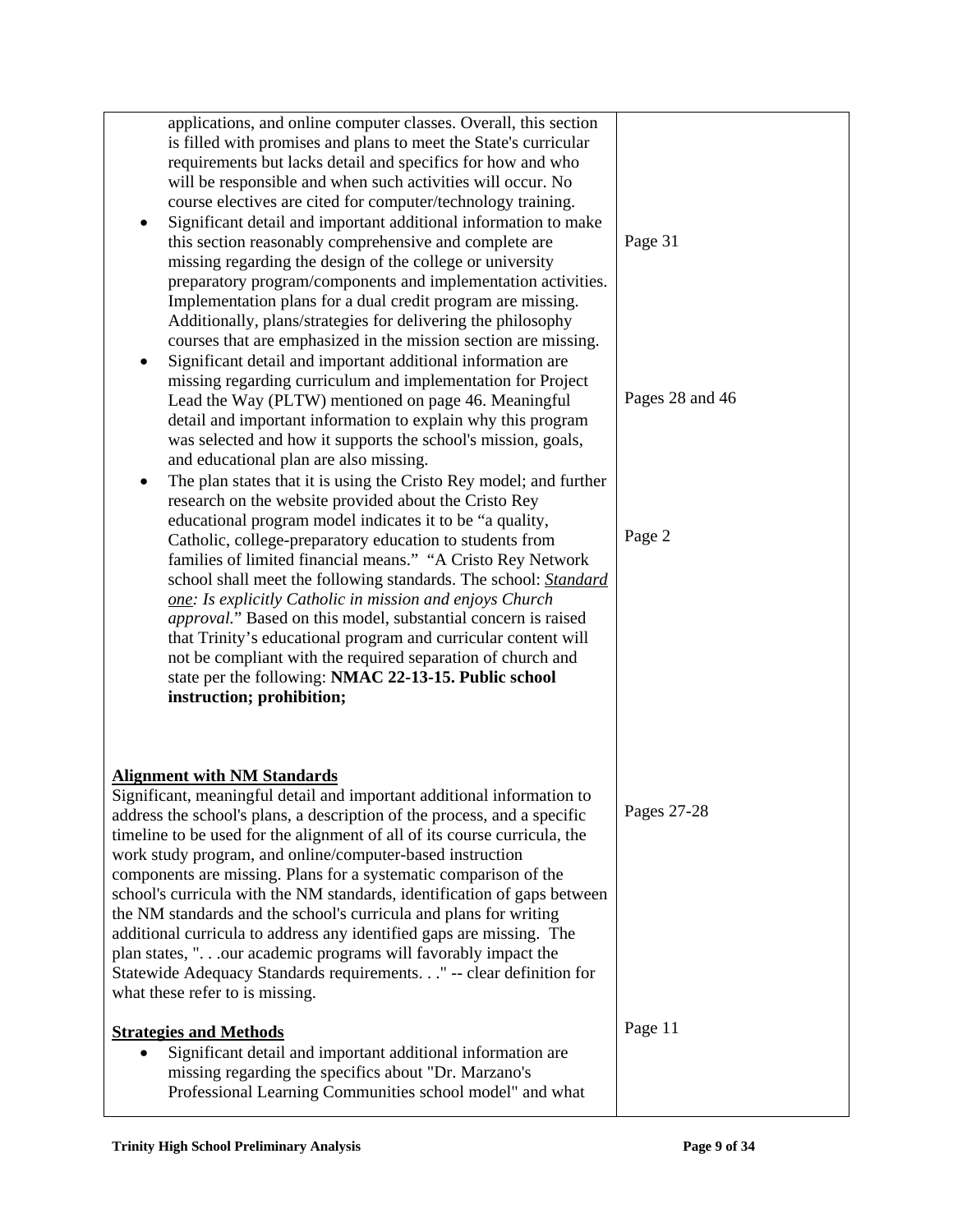| | |
|---|---|
| applications, and online computer classes. Overall, this section is filled with promises and plans to meet the State's curricular requirements but lacks detail and specifics for how and who will be responsible and when such activities will occur. No course electives are cited for computer/technology training. | |
| • Significant detail and important additional information to make this section reasonably comprehensive and complete are missing regarding the design of the college or university preparatory program/components and implementation activities. Implementation plans for a dual credit program are missing. Additionally, plans/strategies for delivering the philosophy courses that are emphasized in the mission section are missing. | Page 31 |
| • Significant detail and important additional information are missing regarding curriculum and implementation for Project Lead the Way (PLTW) mentioned on page 46. Meaningful detail and important information to explain why this program was selected and how it supports the school's mission, goals, and educational plan are also missing. | Pages 28 and 46 |
| • The plan states that it is using the Cristo Rey model; and further research on the website provided about the Cristo Rey educational program model indicates it to be "a quality, Catholic, college-preparatory education to students from families of limited financial means." "A Cristo Rey Network school shall meet the following standards. The school: *<u>Standard one</u>: Is explicitly Catholic in mission and enjoys Church approval.*" Based on this model, substantial concern is raised that Trinity's educational program and curricular content will not be compliant with the required separation of church and state per the following: **NMAC 22-13-15. Public school instruction; prohibition;** | Page 2 |
| **<u>Alignment with NM Standards</u>**<br>Significant, meaningful detail and important additional information to address the school's plans, a description of the process, and a specific timeline to be used for the alignment of all of its course curricula, the work study program, and online/computer-based instruction components are missing. Plans for a systematic comparison of the school's curricula with the NM standards, identification of gaps between the NM standards and the school's curricula and plans for writing additional curricula to address any identified gaps are missing. The plan states, ". . .our academic programs will favorably impact the Statewide Adequacy Standards requirements. . ." -- clear definition for what these refer to is missing. | Pages 27-28 |
| **<u>Strategies and Methods</u>**<br>• Significant detail and important additional information are missing regarding the specifics about "Dr. Marzano's Professional Learning Communities school model" and what | Page 11 |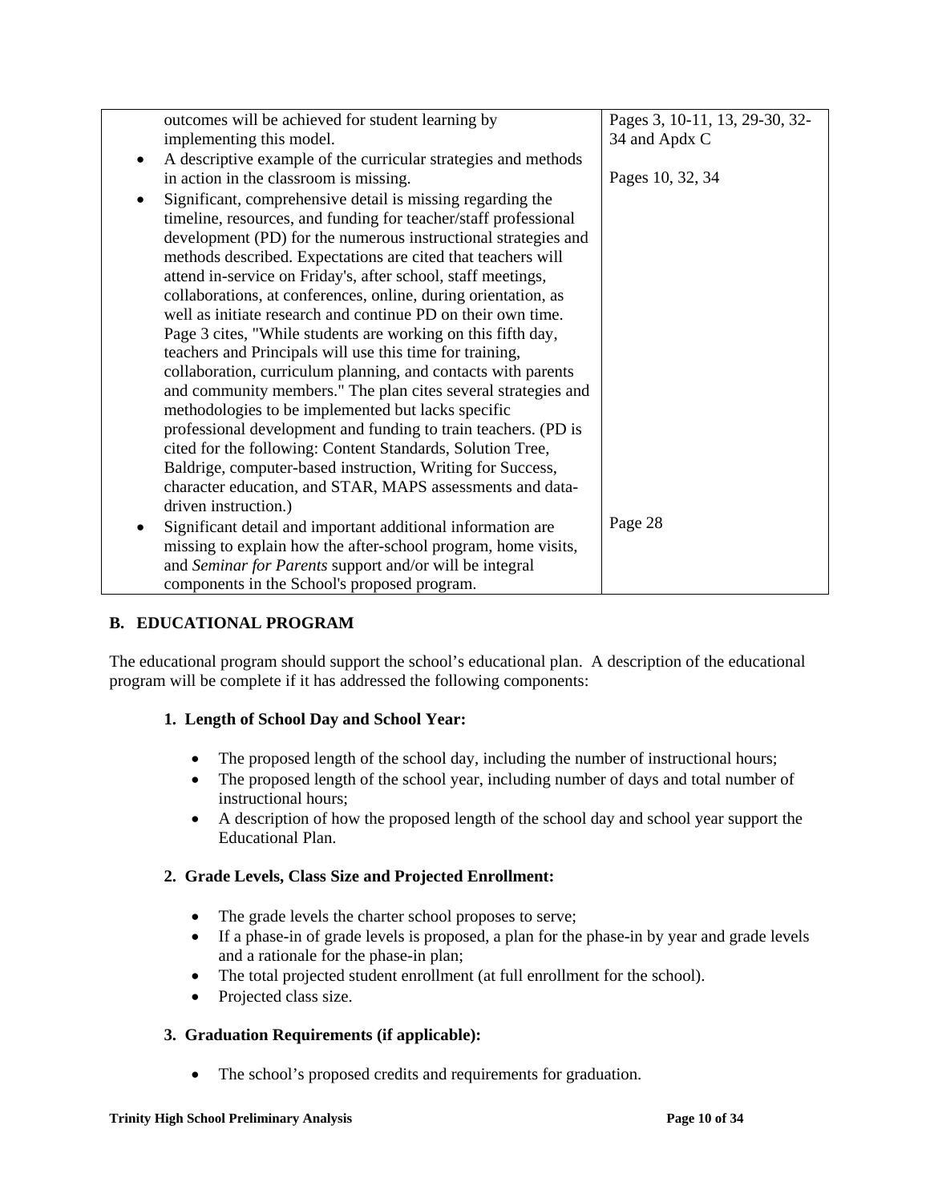| | |
|---|---|
| outcomes will be achieved for student learning by implementing this model. | Pages 3, 10-11, 13, 29-30, 32-34 and Apdx C |
| • A descriptive example of the curricular strategies and methods in action in the classroom is missing. | Pages 10, 32, 34 |
| • Significant, comprehensive detail is missing regarding the timeline, resources, and funding for teacher/staff professional development (PD) for the numerous instructional strategies and methods described. Expectations are cited that teachers will attend in-service on Friday's, after school, staff meetings, collaborations, at conferences, online, during orientation, as well as initiate research and continue PD on their own time. Page 3 cites, "While students are working on this fifth day, teachers and Principals will use this time for training, collaboration, curriculum planning, and contacts with parents and community members." The plan cites several strategies and methodologies to be implemented but lacks specific professional development and funding to train teachers. (PD is cited for the following: Content Standards, Solution Tree, Baldrige, computer-based instruction, Writing for Success, character education, and STAR, MAPS assessments and data-driven instruction.) | |
| • Significant detail and important additional information are missing to explain how the after-school program, home visits, and *Seminar for Parents* support and/or will be integral components in the School's proposed program. | Page 28 |

## B. EDUCATIONAL PROGRAM

The educational program should support the school's educational plan. A description of the educational program will be complete if it has addressed the following components:

### 1. Length of School Day and School Year:

- The proposed length of the school day, including the number of instructional hours;
- The proposed length of the school year, including number of days and total number of instructional hours;
- A description of how the proposed length of the school day and school year support the Educational Plan.

### 2. Grade Levels, Class Size and Projected Enrollment:

- The grade levels the charter school proposes to serve;
- If a phase-in of grade levels is proposed, a plan for the phase-in by year and grade levels and a rationale for the phase-in plan;
- The total projected student enrollment (at full enrollment for the school).
- Projected class size.

### 3. Graduation Requirements (if applicable):

- The school's proposed credits and requirements for graduation.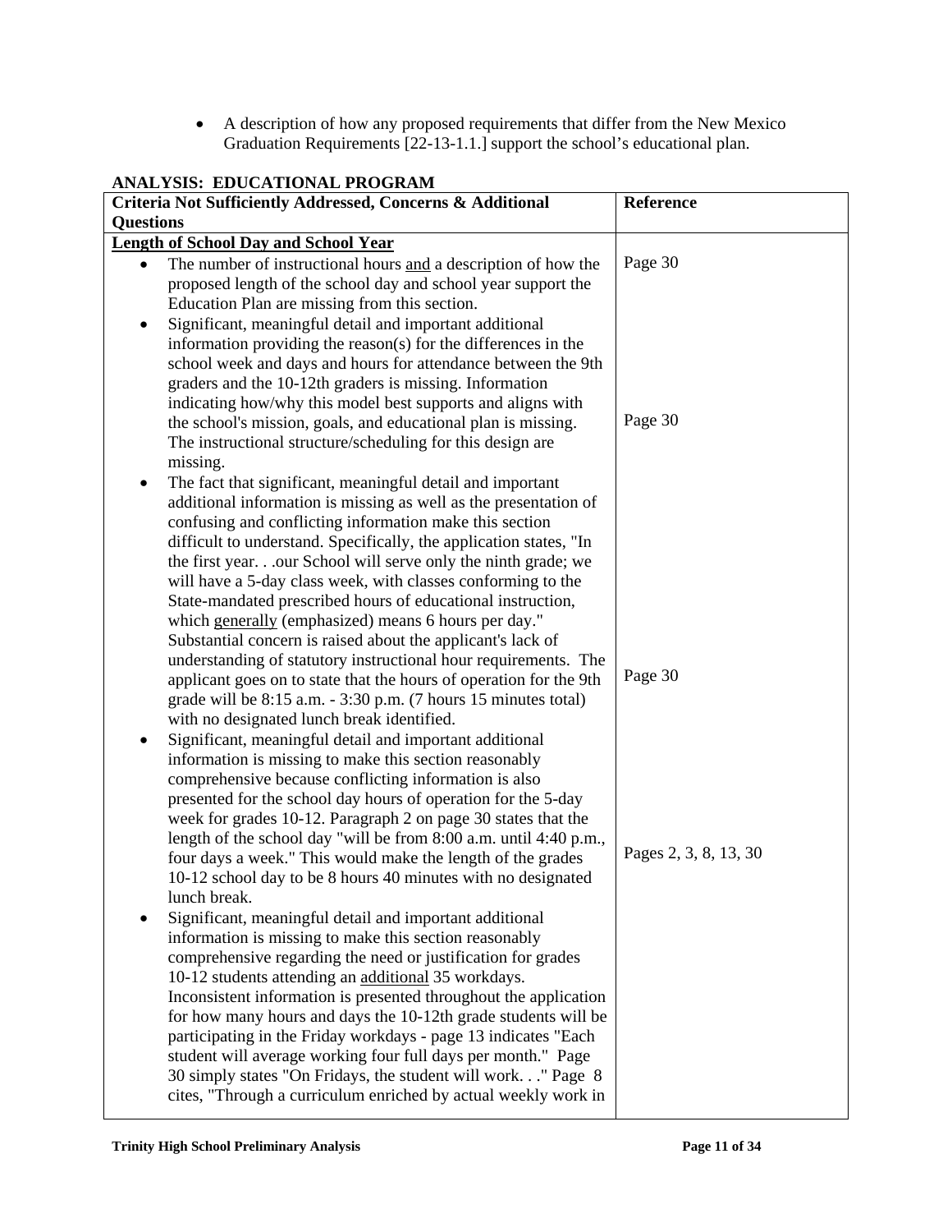- A description of how any proposed requirements that differ from the New Mexico Graduation Requirements [22-13-1.1.] support the school's educational plan.

**ANALYSIS: EDUCATIONAL PROGRAM**

| Criteria Not Sufficiently Addressed, Concerns & Additional Questions | Reference |
|---|---|
| **Length of School Day and School Year** | |
| • The number of instructional hours and a description of how the proposed length of the school day and school year support the Education Plan are missing from this section. | Page 30 |
| • Significant, meaningful detail and important additional information providing the reason(s) for the differences in the school week and days and hours for attendance between the 9th graders and the 10-12th graders is missing. Information indicating how/why this model best supports and aligns with the school's mission, goals, and educational plan is missing. The instructional structure/scheduling for this design are missing. | Page 30 |
| • The fact that significant, meaningful detail and important additional information is missing as well as the presentation of confusing and conflicting information make this section difficult to understand. Specifically, the application states, "In the first year. . .our School will serve only the ninth grade; we will have a 5-day class week, with classes conforming to the State-mandated prescribed hours of educational instruction, which generally (emphasized) means 6 hours per day." Substantial concern is raised about the applicant's lack of understanding of statutory instructional hour requirements. The applicant goes on to state that the hours of operation for the 9th grade will be 8:15 a.m. - 3:30 p.m. (7 hours 15 minutes total) with no designated lunch break identified. | Page 30 |
| • Significant, meaningful detail and important additional information is missing to make this section reasonably comprehensive because conflicting information is also presented for the school day hours of operation for the 5-day week for grades 10-12. Paragraph 2 on page 30 states that the length of the school day "will be from 8:00 a.m. until 4:40 p.m., four days a week." This would make the length of the grades 10-12 school day to be 8 hours 40 minutes with no designated lunch break. | Pages 2, 3, 8, 13, 30 |
| • Significant, meaningful detail and important additional information is missing to make this section reasonably comprehensive regarding the need or justification for grades 10-12 students attending an additional 35 workdays. Inconsistent information is presented throughout the application for how many hours and days the 10-12th grade students will be participating in the Friday workdays - page 13 indicates "Each student will average working four full days per month." Page 30 simply states "On Fridays, the student will work. . ." Page 8 cites, "Through a curriculum enriched by actual weekly work in | |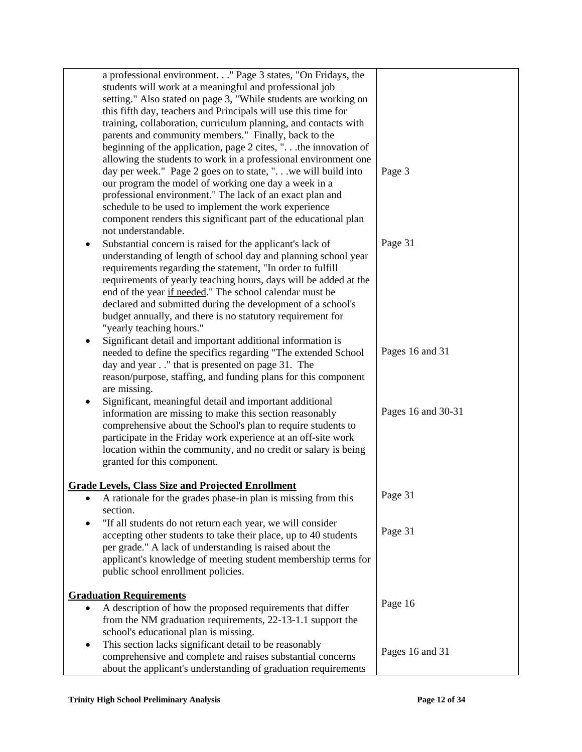| | |
|---|---|
| a professional environment. . ." Page 3 states, "On Fridays, the students will work at a meaningful and professional job setting." Also stated on page 3, "While students are working on this fifth day, teachers and Principals will use this time for training, collaboration, curriculum planning, and contacts with parents and community members." Finally, back to the beginning of the application, page 2 cites, ". . .the innovation of allowing the students to work in a professional environment one day per week." Page 2 goes on to state, ". . .we will build into our program the model of working one day a week in a professional environment." The lack of an exact plan and schedule to be used to implement the work experience component renders this significant part of the educational plan not understandable. | Page 3 |
| • Substantial concern is raised for the applicant's lack of understanding of length of school day and planning school year requirements regarding the statement, "In order to fulfill requirements of yearly teaching hours, days will be added at the end of the year <u>if needed</u>." The school calendar must be declared and submitted during the development of a school's budget annually, and there is no statutory requirement for "yearly teaching hours." | Page 31 |
| • Significant detail and important additional information is needed to define the specifics regarding "The extended School day and year . ." that is presented on page 31. The reason/purpose, staffing, and funding plans for this component are missing. | Pages 16 and 31 |
| • Significant, meaningful detail and important additional information are missing to make this section reasonably comprehensive about the School's plan to require students to participate in the Friday work experience at an off-site work location within the community, and no credit or salary is being granted for this component. | Pages 16 and 30-31 |
| **<u>Grade Levels, Class Size and Projected Enrollment</u>** | |
| • A rationale for the grades phase-in plan is missing from this section. | Page 31 |
| • "If all students do not return each year, we will consider accepting other students to take their place, up to 40 students per grade." A lack of understanding is raised about the applicant's knowledge of meeting student membership terms for public school enrollment policies. | Page 31 |
| **<u>Graduation Requirements</u>** | |
| • A description of how the proposed requirements that differ from the NM graduation requirements, 22-13-1.1 support the school's educational plan is missing. | Page 16 |
| • This section lacks significant detail to be reasonably comprehensive and complete and raises substantial concerns about the applicant's understanding of graduation requirements | Pages 16 and 31 |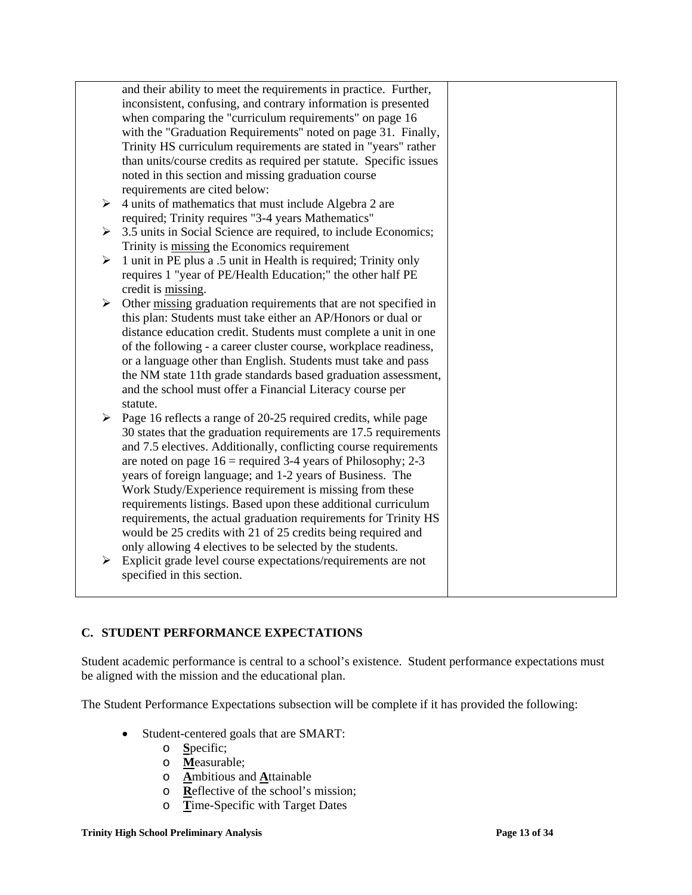| | |
|---|---|
| and their ability to meet the requirements in practice. Further, inconsistent, confusing, and contrary information is presented when comparing the "curriculum requirements" on page 16 with the "Graduation Requirements" noted on page 31. Finally, Trinity HS curriculum requirements are stated in "years" rather than units/course credits as required per statute. Specific issues noted in this section and missing graduation course requirements are cited below:<br>➢ 4 units of mathematics that must include Algebra 2 are required; Trinity requires "3-4 years Mathematics"<br>➢ 3.5 units in Social Science are required, to include Economics; Trinity is <u>missing</u> the Economics requirement<br>➢ 1 unit in PE plus a .5 unit in Health is required; Trinity only requires 1 "year of PE/Health Education;" the other half PE credit is <u>missing</u>.<br>➢ Other <u>missing</u> graduation requirements that are not specified in this plan: Students must take either an AP/Honors or dual or distance education credit. Students must complete a unit in one of the following - a career cluster course, workplace readiness, or a language other than English. Students must take and pass the NM state 11th grade standards based graduation assessment, and the school must offer a Financial Literacy course per statute.<br>➢ Page 16 reflects a range of 20-25 required credits, while page 30 states that the graduation requirements are 17.5 requirements and 7.5 electives. Additionally, conflicting course requirements are noted on page 16 = required 3-4 years of Philosophy; 2-3 years of foreign language; and 1-2 years of Business. The Work Study/Experience requirement is missing from these requirements listings. Based upon these additional curriculum requirements, the actual graduation requirements for Trinity HS would be 25 credits with 21 of 25 credits being required and only allowing 4 electives to be selected by the students.<br>➢ Explicit grade level course expectations/requirements are not specified in this section. | |

## C. STUDENT PERFORMANCE EXPECTATIONS

Student academic performance is central to a school's existence. Student performance expectations must be aligned with the mission and the educational plan.

The Student Performance Expectations subsection will be complete if it has provided the following:

- Student-centered goals that are SMART:
  - **S**pecific;
  - **M**easurable;
  - **A**mbitious and **A**ttainable
  - **R**eflective of the school's mission;
  - **T**ime-Specific with Target Dates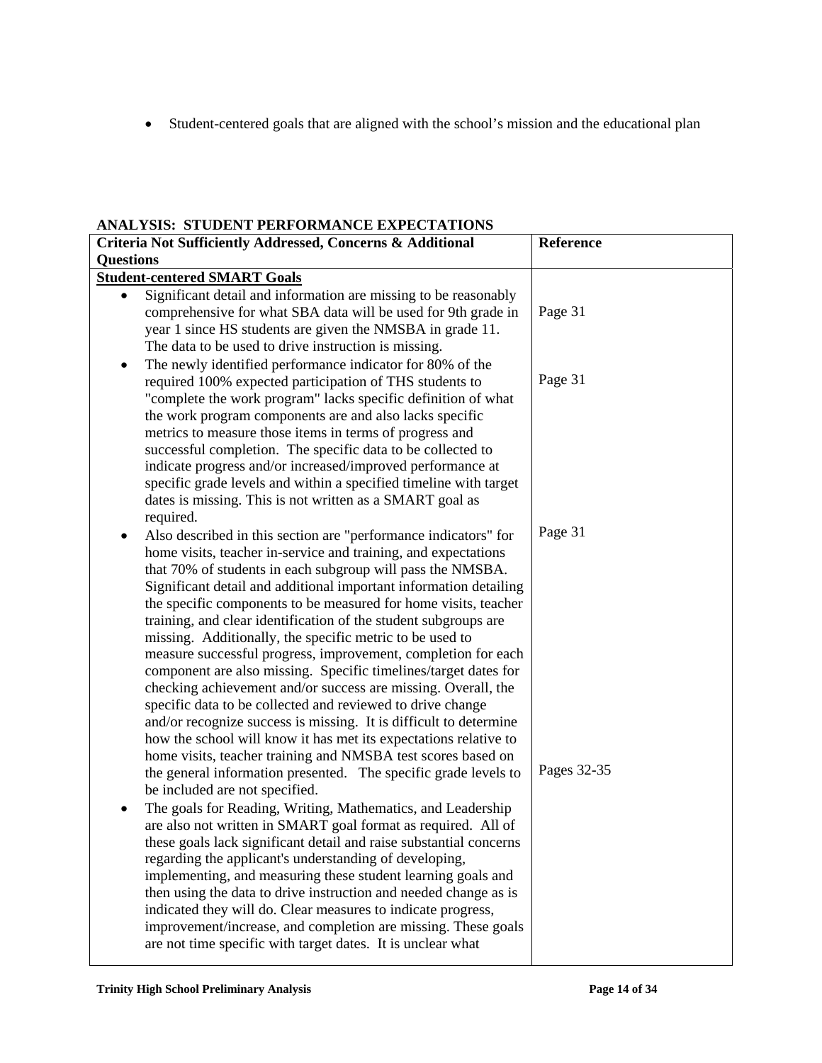- Student-centered goals that are aligned with the school's mission and the educational plan

**ANALYSIS: STUDENT PERFORMANCE EXPECTATIONS**

| Criteria Not Sufficiently Addressed, Concerns & Additional Questions | Reference |
|---|---|
| **<u>Student-centered SMART Goals</u>** | |
| • Significant detail and information are missing to be reasonably comprehensive for what SBA data will be used for 9th grade in year 1 since HS students are given the NMSBA in grade 11. The data to be used to drive instruction is missing. | Page 31 |
| • The newly identified performance indicator for 80% of the required 100% expected participation of THS students to "complete the work program" lacks specific definition of what the work program components are and also lacks specific metrics to measure those items in terms of progress and successful completion. The specific data to be collected to indicate progress and/or increased/improved performance at specific grade levels and within a specified timeline with target dates is missing. This is not written as a SMART goal as required. | Page 31 |
| • Also described in this section are "performance indicators" for home visits, teacher in-service and training, and expectations that 70% of students in each subgroup will pass the NMSBA. Significant detail and additional important information detailing the specific components to be measured for home visits, teacher training, and clear identification of the student subgroups are missing. Additionally, the specific metric to be used to measure successful progress, improvement, completion for each component are also missing. Specific timelines/target dates for checking achievement and/or success are missing. Overall, the specific data to be collected and reviewed to drive change and/or recognize success is missing. It is difficult to determine how the school will know it has met its expectations relative to home visits, teacher training and NMSBA test scores based on the general information presented. The specific grade levels to be included are not specified. | Page 31 |
| • The goals for Reading, Writing, Mathematics, and Leadership are also not written in SMART goal format as required. All of these goals lack significant detail and raise substantial concerns regarding the applicant's understanding of developing, implementing, and measuring these student learning goals and then using the data to drive instruction and needed change as is indicated they will do. Clear measures to indicate progress, improvement/increase, and completion are missing. These goals are not time specific with target dates. It is unclear what | Pages 32-35 |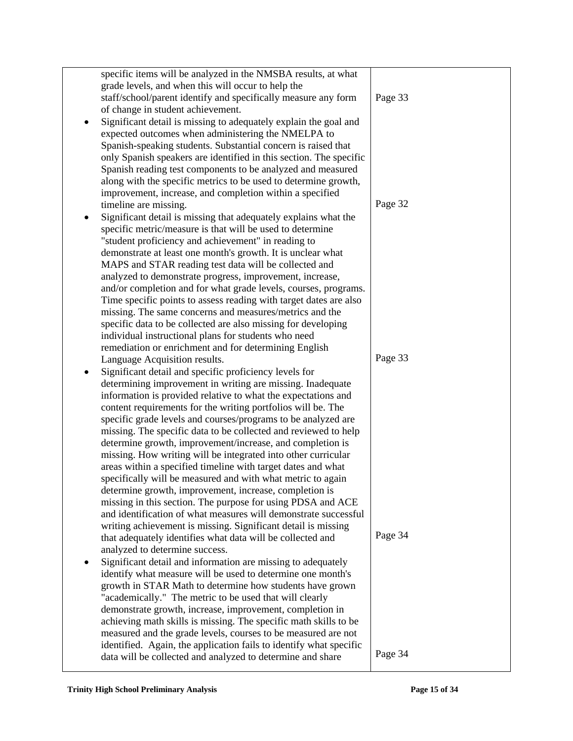| | |
|---|---|
| specific items will be analyzed in the NMSBA results, at what grade levels, and when this will occur to help the staff/school/parent identify and specifically measure any form of change in student achievement. | Page 33 |
| • Significant detail is missing to adequately explain the goal and expected outcomes when administering the NMELPA to Spanish-speaking students. Substantial concern is raised that only Spanish speakers are identified in this section. The specific Spanish reading test components to be analyzed and measured along with the specific metrics to be used to determine growth, improvement, increase, and completion within a specified timeline are missing. | Page 32 |
| • Significant detail is missing that adequately explains what the specific metric/measure is that will be used to determine "student proficiency and achievement" in reading to demonstrate at least one month's growth. It is unclear what MAPS and STAR reading test data will be collected and analyzed to demonstrate progress, improvement, increase, and/or completion and for what grade levels, courses, programs. Time specific points to assess reading with target dates are also missing. The same concerns and measures/metrics and the specific data to be collected are also missing for developing individual instructional plans for students who need remediation or enrichment and for determining English Language Acquisition results. | Page 33 |
| • Significant detail and specific proficiency levels for determining improvement in writing are missing. Inadequate information is provided relative to what the expectations and content requirements for the writing portfolios will be. The specific grade levels and courses/programs to be analyzed are missing. The specific data to be collected and reviewed to help determine growth, improvement/increase, and completion is missing. How writing will be integrated into other curricular areas within a specified timeline with target dates and what specifically will be measured and with what metric to again determine growth, improvement, increase, completion is missing in this section. The purpose for using PDSA and ACE and identification of what measures will demonstrate successful writing achievement is missing. Significant detail is missing that adequately identifies what data will be collected and analyzed to determine success. | Page 34 |
| • Significant detail and information are missing to adequately identify what measure will be used to determine one month's growth in STAR Math to determine how students have grown "academically." The metric to be used that will clearly demonstrate growth, increase, improvement, completion in achieving math skills is missing. The specific math skills to be measured and the grade levels, courses to be measured are not identified. Again, the application fails to identify what specific data will be collected and analyzed to determine and share | Page 34 |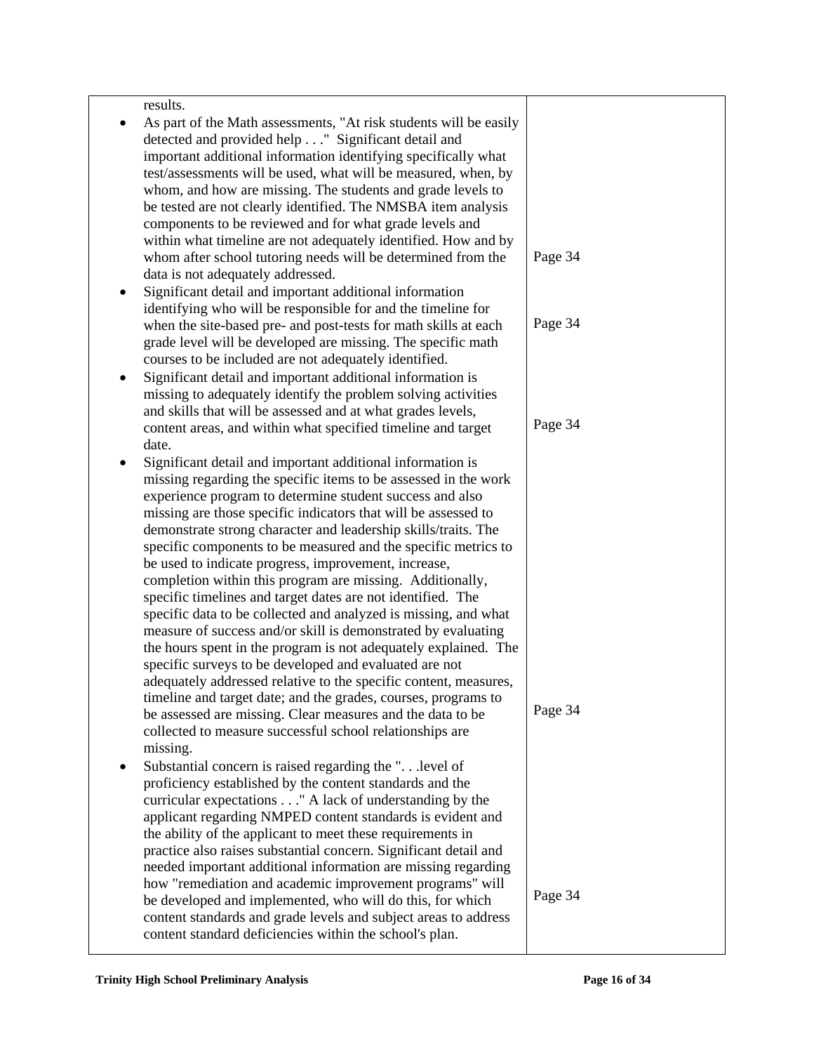| | |
|---|---|
| results.<br>• As part of the Math assessments, "At risk students will be easily detected and provided help . . ." Significant detail and important additional information identifying specifically what test/assessments will be used, what will be measured, when, by whom, and how are missing. The students and grade levels to be tested are not clearly identified. The NMSBA item analysis components to be reviewed and for what grade levels and within what timeline are not adequately identified. How and by whom after school tutoring needs will be determined from the data is not adequately addressed. | Page 34 |
| • Significant detail and important additional information identifying who will be responsible for and the timeline for when the site-based pre- and post-tests for math skills at each grade level will be developed are missing. The specific math courses to be included are not adequately identified. | Page 34 |
| • Significant detail and important additional information is missing to adequately identify the problem solving activities and skills that will be assessed and at what grades levels, content areas, and within what specified timeline and target date. | Page 34 |
| • Significant detail and important additional information is missing regarding the specific items to be assessed in the work experience program to determine student success and also missing are those specific indicators that will be assessed to demonstrate strong character and leadership skills/traits. The specific components to be measured and the specific metrics to be used to indicate progress, improvement, increase, completion within this program are missing. Additionally, specific timelines and target dates are not identified. The specific data to be collected and analyzed is missing, and what measure of success and/or skill is demonstrated by evaluating the hours spent in the program is not adequately explained. The specific surveys to be developed and evaluated are not adequately addressed relative to the specific content, measures, timeline and target date; and the grades, courses, programs to be assessed are missing. Clear measures and the data to be collected to measure successful school relationships are missing. | Page 34 |
| • Substantial concern is raised regarding the ". . .level of proficiency established by the content standards and the curricular expectations . . ." A lack of understanding by the applicant regarding NMPED content standards is evident and the ability of the applicant to meet these requirements in practice also raises substantial concern. Significant detail and needed important additional information are missing regarding how "remediation and academic improvement programs" will be developed and implemented, who will do this, for which content standards and grade levels and subject areas to address content standard deficiencies within the school's plan. | Page 34 |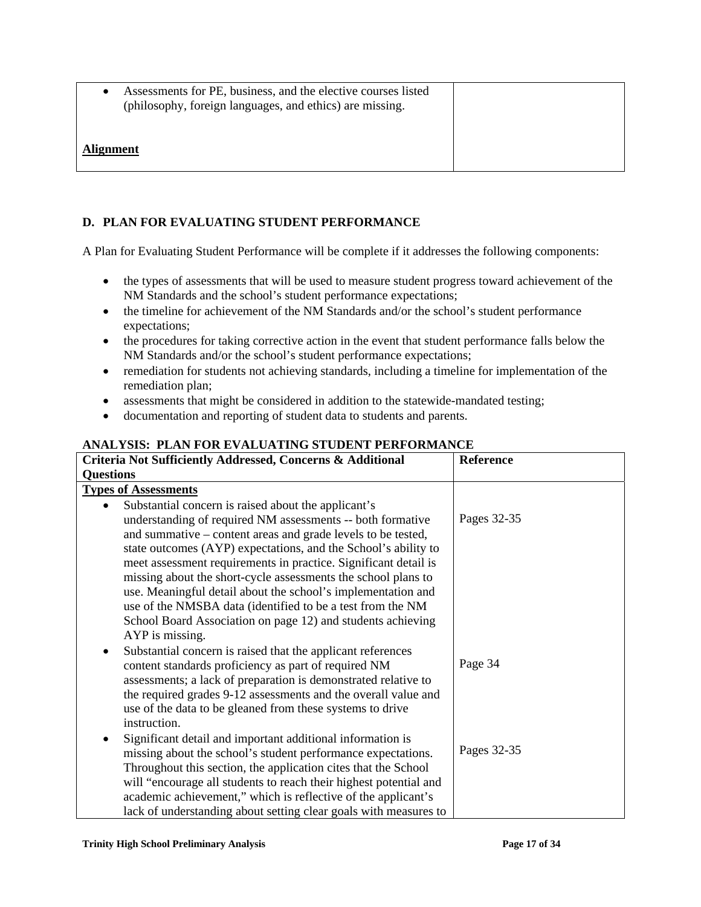| | |
|---|---|
| • Assessments for PE, business, and the elective courses listed (philosophy, foreign languages, and ethics) are missing.<br><br>**Alignment** | |

**D. PLAN FOR EVALUATING STUDENT PERFORMANCE**

A Plan for Evaluating Student Performance will be complete if it addresses the following components:

- the types of assessments that will be used to measure student progress toward achievement of the NM Standards and the school's student performance expectations;
- the timeline for achievement of the NM Standards and/or the school's student performance expectations;
- the procedures for taking corrective action in the event that student performance falls below the NM Standards and/or the school's student performance expectations;
- remediation for students not achieving standards, including a timeline for implementation of the remediation plan;
- assessments that might be considered in addition to the statewide-mandated testing;
- documentation and reporting of student data to students and parents.

**ANALYSIS: PLAN FOR EVALUATING STUDENT PERFORMANCE**

| Criteria Not Sufficiently Addressed, Concerns & Additional Questions | Reference |
|---|---|
| **Types of Assessments** | |
| • Substantial concern is raised about the applicant's understanding of required NM assessments -- both formative and summative – content areas and grade levels to be tested, state outcomes (AYP) expectations, and the School's ability to meet assessment requirements in practice. Significant detail is missing about the short-cycle assessments the school plans to use. Meaningful detail about the school's implementation and use of the NMSBA data (identified to be a test from the NM School Board Association on page 12) and students achieving AYP is missing. | Pages 32-35 |
| • Substantial concern is raised that the applicant references content standards proficiency as part of required NM assessments; a lack of preparation is demonstrated relative to the required grades 9-12 assessments and the overall value and use of the data to be gleaned from these systems to drive instruction. | Page 34 |
| • Significant detail and important additional information is missing about the school's student performance expectations. Throughout this section, the application cites that the School will "encourage all students to reach their highest potential and academic achievement," which is reflective of the applicant's lack of understanding about setting clear goals with measures to | Pages 32-35 |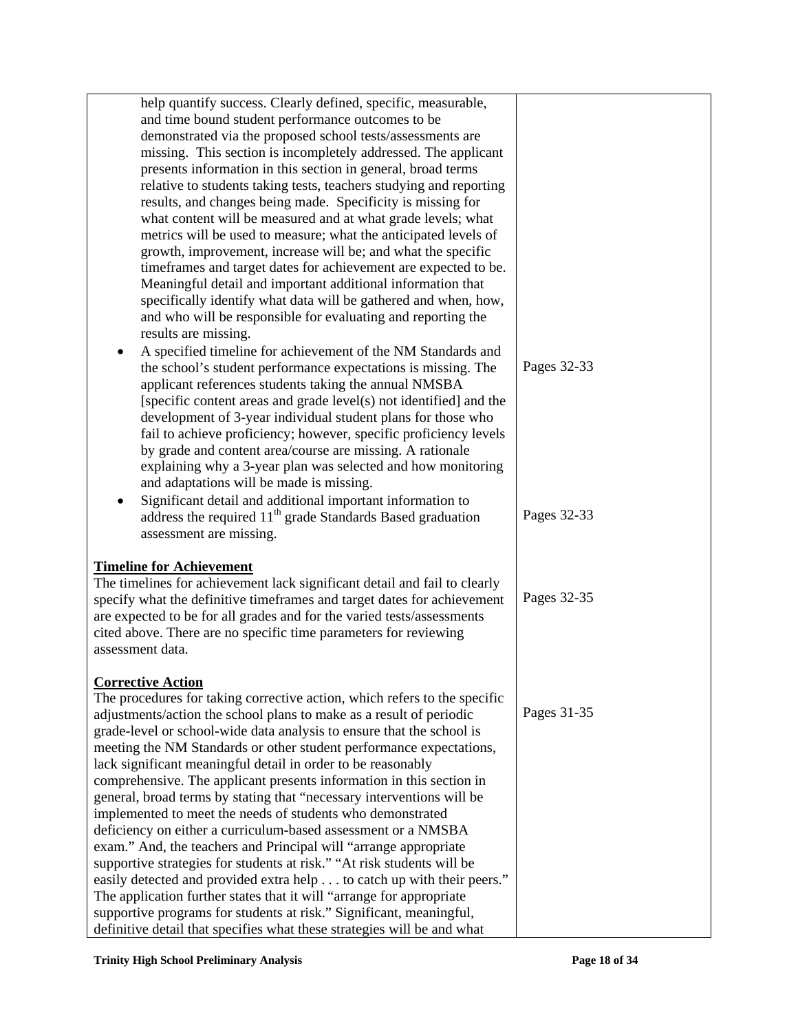| | |
|---|---|
| help quantify success. Clearly defined, specific, measurable, and time bound student performance outcomes to be demonstrated via the proposed school tests/assessments are missing. This section is incompletely addressed. The applicant presents information in this section in general, broad terms relative to students taking tests, teachers studying and reporting results, and changes being made. Specificity is missing for what content will be measured and at what grade levels; what metrics will be used to measure; what the anticipated levels of growth, improvement, increase will be; and what the specific timeframes and target dates for achievement are expected to be. Meaningful detail and important additional information that specifically identify what data will be gathered and when, how, and who will be responsible for evaluating and reporting the results are missing. | |
| • A specified timeline for achievement of the NM Standards and the school's student performance expectations is missing. The applicant references students taking the annual NMSBA [specific content areas and grade level(s) not identified] and the development of 3-year individual student plans for those who fail to achieve proficiency; however, specific proficiency levels by grade and content area/course are missing. A rationale explaining why a 3-year plan was selected and how monitoring and adaptations will be made is missing. | Pages 32-33 |
| • Significant detail and additional important information to address the required 11th grade Standards Based graduation assessment are missing. | Pages 32-33 |
| **Timeline for Achievement**<br>The timelines for achievement lack significant detail and fail to clearly specify what the definitive timeframes and target dates for achievement are expected to be for all grades and for the varied tests/assessments cited above. There are no specific time parameters for reviewing assessment data. | Pages 32-35 |
| **Corrective Action**<br>The procedures for taking corrective action, which refers to the specific adjustments/action the school plans to make as a result of periodic grade-level or school-wide data analysis to ensure that the school is meeting the NM Standards or other student performance expectations, lack significant meaningful detail in order to be reasonably comprehensive. The applicant presents information in this section in general, broad terms by stating that "necessary interventions will be implemented to meet the needs of students who demonstrated deficiency on either a curriculum-based assessment or a NMSBA exam." And, the teachers and Principal will "arrange appropriate supportive strategies for students at risk." "At risk students will be easily detected and provided extra help . . . to catch up with their peers." The application further states that it will "arrange for appropriate supportive programs for students at risk." Significant, meaningful, definitive detail that specifies what these strategies will be and what | Pages 31-35 |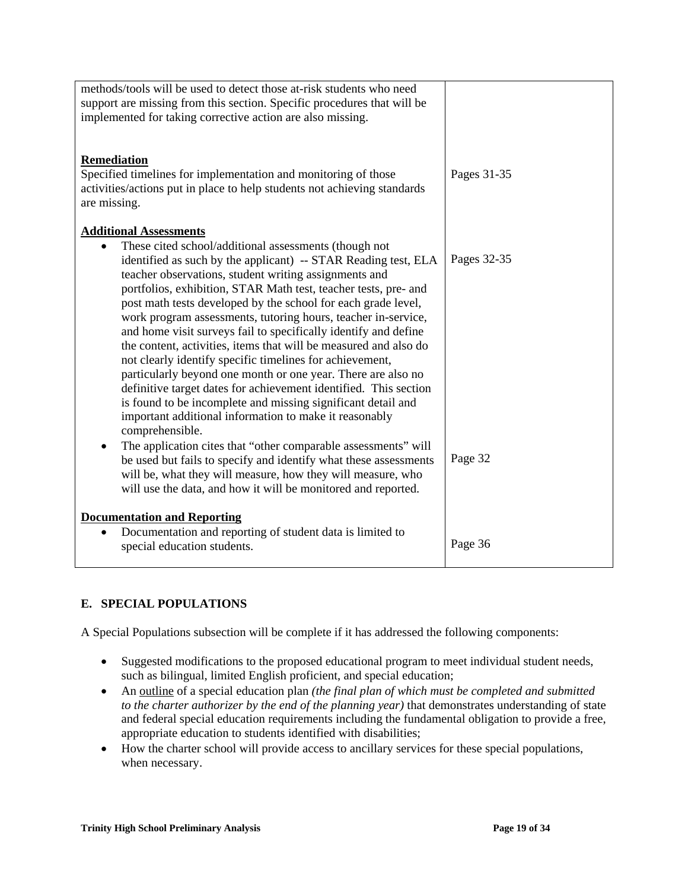| | |
|---|---|
| methods/tools will be used to detect those at-risk students who need support are missing from this section. Specific procedures that will be implemented for taking corrective action are also missing. | |
| **Remediation**<br>Specified timelines for implementation and monitoring of those activities/actions put in place to help students not achieving standards are missing. | Pages 31-35 |
| **Additional Assessments**<br>• These cited school/additional assessments (though not identified as such by the applicant) -- STAR Reading test, ELA teacher observations, student writing assignments and portfolios, exhibition, STAR Math test, teacher tests, pre- and post math tests developed by the school for each grade level, work program assessments, tutoring hours, teacher in-service, and home visit surveys fail to specifically identify and define the content, activities, items that will be measured and also do not clearly identify specific timelines for achievement, particularly beyond one month or one year. There are also no definitive target dates for achievement identified. This section is found to be incomplete and missing significant detail and important additional information to make it reasonably comprehensible. | Pages 32-35 |
| • The application cites that "other comparable assessments" will be used but fails to specify and identify what these assessments will be, what they will measure, how they will measure, who will use the data, and how it will be monitored and reported. | Page 32 |
| **Documentation and Reporting**<br>• Documentation and reporting of student data is limited to special education students. | Page 36 |

## E. SPECIAL POPULATIONS

A Special Populations subsection will be complete if it has addressed the following components:

- Suggested modifications to the proposed educational program to meet individual student needs, such as bilingual, limited English proficient, and special education;
- An outline of a special education plan *(the final plan of which must be completed and submitted to the charter authorizer by the end of the planning year)* that demonstrates understanding of state and federal special education requirements including the fundamental obligation to provide a free, appropriate education to students identified with disabilities;
- How the charter school will provide access to ancillary services for these special populations, when necessary.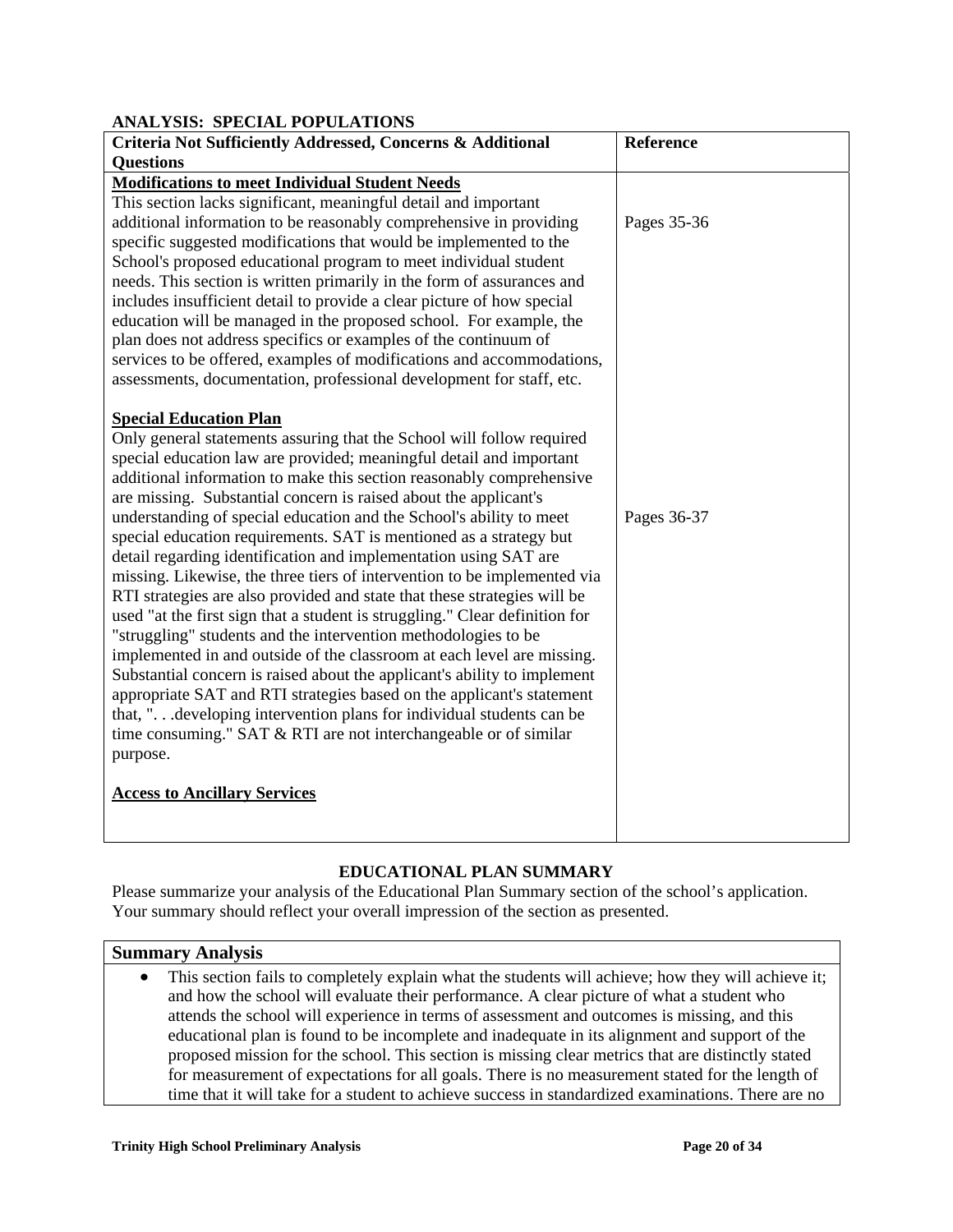## ANALYSIS: SPECIAL POPULATIONS

| Criteria Not Sufficiently Addressed, Concerns & Additional Questions | Reference |
| --- | --- |
| **Modifications to meet Individual Student Needs**<br>This section lacks significant, meaningful detail and important additional information to be reasonably comprehensive in providing specific suggested modifications that would be implemented to the School's proposed educational program to meet individual student needs. This section is written primarily in the form of assurances and includes insufficient detail to provide a clear picture of how special education will be managed in the proposed school. For example, the plan does not address specifics or examples of the continuum of services to be offered, examples of modifications and accommodations, assessments, documentation, professional development for staff, etc. | Pages 35-36 |
| **Special Education Plan**<br>Only general statements assuring that the School will follow required special education law are provided; meaningful detail and important additional information to make this section reasonably comprehensive are missing. Substantial concern is raised about the applicant's understanding of special education and the School's ability to meet special education requirements. SAT is mentioned as a strategy but detail regarding identification and implementation using SAT are missing. Likewise, the three tiers of intervention to be implemented via RTI strategies are also provided and state that these strategies will be used "at the first sign that a student is struggling." Clear definition for "struggling" students and the intervention methodologies to be implemented in and outside of the classroom at each level are missing. Substantial concern is raised about the applicant's ability to implement appropriate SAT and RTI strategies based on the applicant's statement that, ". . .developing intervention plans for individual students can be time consuming." SAT & RTI are not interchangeable or of similar purpose. | Pages 36-37 |
| **Access to Ancillary Services** | |

## EDUCATIONAL PLAN SUMMARY

Please summarize your analysis of the Educational Plan Summary section of the school's application. Your summary should reflect your overall impression of the section as presented.

| Summary Analysis |
| --- |
| • This section fails to completely explain what the students will achieve; how they will achieve it; and how the school will evaluate their performance. A clear picture of what a student who attends the school will experience in terms of assessment and outcomes is missing, and this educational plan is found to be incomplete and inadequate in its alignment and support of the proposed mission for the school. This section is missing clear metrics that are distinctly stated for measurement of expectations for all goals. There is no measurement stated for the length of time that it will take for a student to achieve success in standardized examinations. There are no |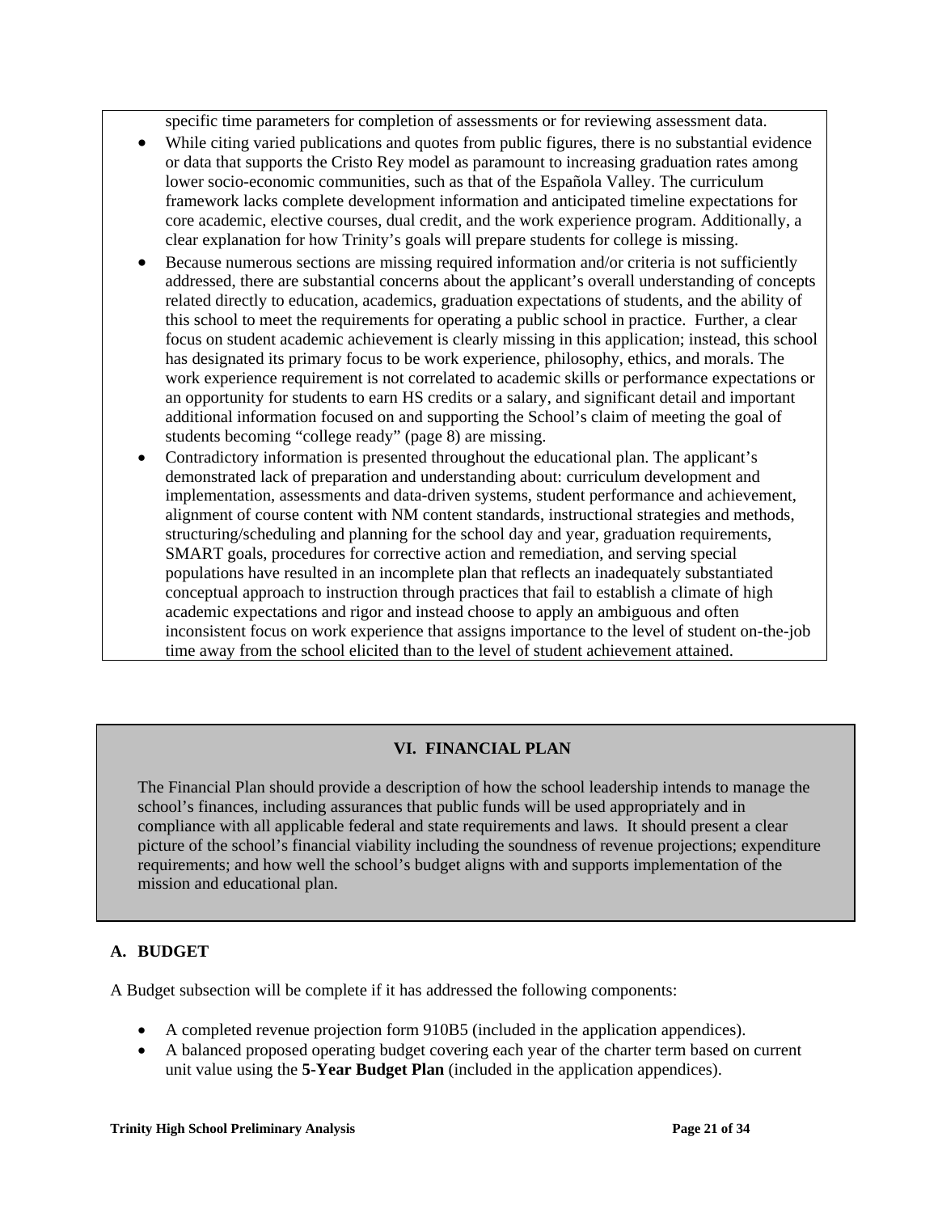specific time parameters for completion of assessments or for reviewing assessment data.

- While citing varied publications and quotes from public figures, there is no substantial evidence or data that supports the Cristo Rey model as paramount to increasing graduation rates among lower socio-economic communities, such as that of the Española Valley. The curriculum framework lacks complete development information and anticipated timeline expectations for core academic, elective courses, dual credit, and the work experience program. Additionally, a clear explanation for how Trinity's goals will prepare students for college is missing.
- Because numerous sections are missing required information and/or criteria is not sufficiently addressed, there are substantial concerns about the applicant's overall understanding of concepts related directly to education, academics, graduation expectations of students, and the ability of this school to meet the requirements for operating a public school in practice. Further, a clear focus on student academic achievement is clearly missing in this application; instead, this school has designated its primary focus to be work experience, philosophy, ethics, and morals. The work experience requirement is not correlated to academic skills or performance expectations or an opportunity for students to earn HS credits or a salary, and significant detail and important additional information focused on and supporting the School's claim of meeting the goal of students becoming "college ready" (page 8) are missing.
- Contradictory information is presented throughout the educational plan. The applicant's demonstrated lack of preparation and understanding about: curriculum development and implementation, assessments and data-driven systems, student performance and achievement, alignment of course content with NM content standards, instructional strategies and methods, structuring/scheduling and planning for the school day and year, graduation requirements, SMART goals, procedures for corrective action and remediation, and serving special populations have resulted in an incomplete plan that reflects an inadequately substantiated conceptual approach to instruction through practices that fail to establish a climate of high academic expectations and rigor and instead choose to apply an ambiguous and often inconsistent focus on work experience that assigns importance to the level of student on-the-job time away from the school elicited than to the level of student achievement attained.

## VI. FINANCIAL PLAN

The Financial Plan should provide a description of how the school leadership intends to manage the school's finances, including assurances that public funds will be used appropriately and in compliance with all applicable federal and state requirements and laws. It should present a clear picture of the school's financial viability including the soundness of revenue projections; expenditure requirements; and how well the school's budget aligns with and supports implementation of the mission and educational plan.

### A. BUDGET

A Budget subsection will be complete if it has addressed the following components:

- A completed revenue projection form 910B5 (included in the application appendices).
- A balanced proposed operating budget covering each year of the charter term based on current unit value using the **5-Year Budget Plan** (included in the application appendices).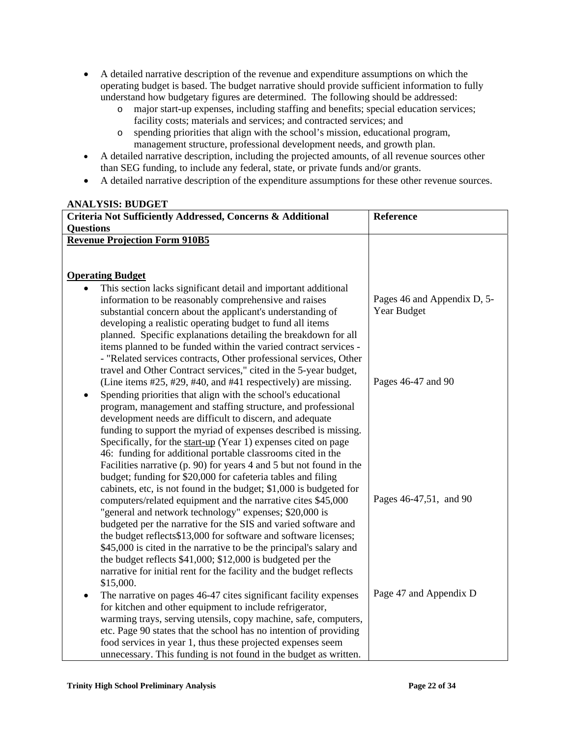- A detailed narrative description of the revenue and expenditure assumptions on which the operating budget is based. The budget narrative should provide sufficient information to fully understand how budgetary figures are determined. The following should be addressed:
  - o major start-up expenses, including staffing and benefits; special education services; facility costs; materials and services; and contracted services; and
  - o spending priorities that align with the school's mission, educational program, management structure, professional development needs, and growth plan.
- A detailed narrative description, including the projected amounts, of all revenue sources other than SEG funding, to include any federal, state, or private funds and/or grants.
- A detailed narrative description of the expenditure assumptions for these other revenue sources.

**ANALYSIS: BUDGET**

| Criteria Not Sufficiently Addressed, Concerns & Additional Questions | Reference |
|---|---|
| **Revenue Projection Form 910B5** | |
| **Operating Budget** | |
| • This section lacks significant detail and important additional information to be reasonably comprehensive and raises substantial concern about the applicant's understanding of developing a realistic operating budget to fund all items planned. Specific explanations detailing the breakdown for all items planned to be funded within the varied contract services -- "Related services contracts, Other professional services, Other travel and Other Contract services," cited in the 5-year budget, (Line items #25, #29, #40, and #41 respectively) are missing. | Pages 46 and Appendix D, 5-Year Budget |
| • Spending priorities that align with the school's educational program, management and staffing structure, and professional development needs are difficult to discern, and adequate funding to support the myriad of expenses described is missing. Specifically, for the start-up (Year 1) expenses cited on page 46: funding for additional portable classrooms cited in the Facilities narrative (p. 90) for years 4 and 5 but not found in the budget; funding for $20,000 for cafeteria tables and filing cabinets, etc, is not found in the budget; $1,000 is budgeted for computers/related equipment and the narrative cites $45,000 "general and network technology" expenses; $20,000 is budgeted per the narrative for the SIS and varied software and the budget reflects$13,000 for software and software licenses; $45,000 is cited in the narrative to be the principal's salary and the budget reflects $41,000; $12,000 is budgeted per the narrative for initial rent for the facility and the budget reflects $15,000. | Pages 46-47 and 90<br><br>Pages 46-47,51, and 90 |
| • The narrative on pages 46-47 cites significant facility expenses for kitchen and other equipment to include refrigerator, warming trays, serving utensils, copy machine, safe, computers, etc. Page 90 states that the school has no intention of providing food services in year 1, thus these projected expenses seem unnecessary. This funding is not found in the budget as written. | Page 47 and Appendix D |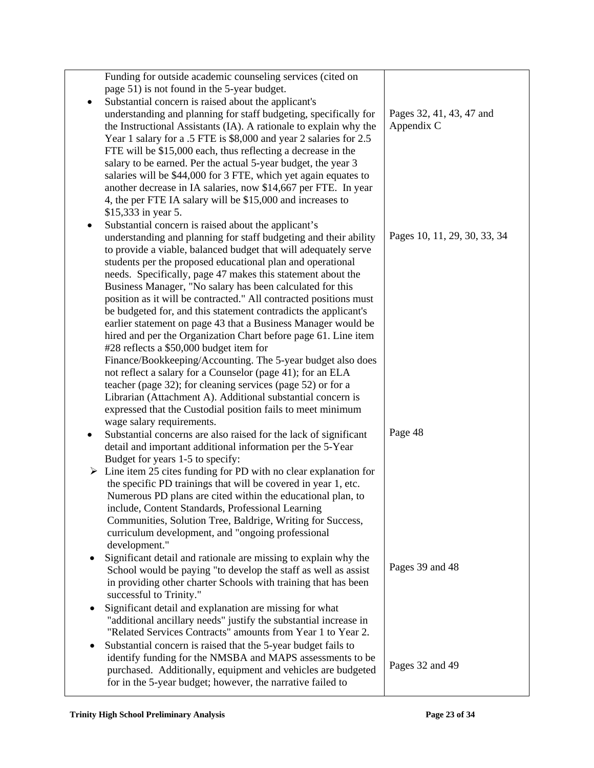| | |
|---|---|
| Funding for outside academic counseling services (cited on page 51) is not found in the 5-year budget. | |
| • Substantial concern is raised about the applicant's understanding and planning for staff budgeting, specifically for the Instructional Assistants (IA). A rationale to explain why the Year 1 salary for a .5 FTE is \$8,000 and year 2 salaries for 2.5 FTE will be \$15,000 each, thus reflecting a decrease in the salary to be earned. Per the actual 5-year budget, the year 3 salaries will be \$44,000 for 3 FTE, which yet again equates to another decrease in IA salaries, now \$14,667 per FTE. In year 4, the per FTE IA salary will be \$15,000 and increases to \$15,333 in year 5. | Pages 32, 41, 43, 47 and Appendix C |
| • Substantial concern is raised about the applicant's understanding and planning for staff budgeting and their ability to provide a viable, balanced budget that will adequately serve students per the proposed educational plan and operational needs. Specifically, page 47 makes this statement about the Business Manager, "No salary has been calculated for this position as it will be contracted." All contracted positions must be budgeted for, and this statement contradicts the applicant's earlier statement on page 43 that a Business Manager would be hired and per the Organization Chart before page 61. Line item #28 reflects a \$50,000 budget item for Finance/Bookkeeping/Accounting. The 5-year budget also does not reflect a salary for a Counselor (page 41); for an ELA teacher (page 32); for cleaning services (page 52) or for a Librarian (Attachment A). Additional substantial concern is expressed that the Custodial position fails to meet minimum wage salary requirements. | Pages 10, 11, 29, 30, 33, 34 |
| • Substantial concerns are also raised for the lack of significant detail and important additional information per the 5-Year Budget for years 1-5 to specify:<br>➢ Line item 25 cites funding for PD with no clear explanation for the specific PD trainings that will be covered in year 1, etc. Numerous PD plans are cited within the educational plan, to include, Content Standards, Professional Learning Communities, Solution Tree, Baldrige, Writing for Success, curriculum development, and "ongoing professional development." | Page 48 |
| • Significant detail and rationale are missing to explain why the School would be paying "to develop the staff as well as assist in providing other charter Schools with training that has been successful to Trinity." | Pages 39 and 48 |
| • Significant detail and explanation are missing for what "additional ancillary needs" justify the substantial increase in "Related Services Contracts" amounts from Year 1 to Year 2. | |
| • Substantial concern is raised that the 5-year budget fails to identify funding for the NMSBA and MAPS assessments to be purchased. Additionally, equipment and vehicles are budgeted for in the 5-year budget; however, the narrative failed to | Pages 32 and 49 |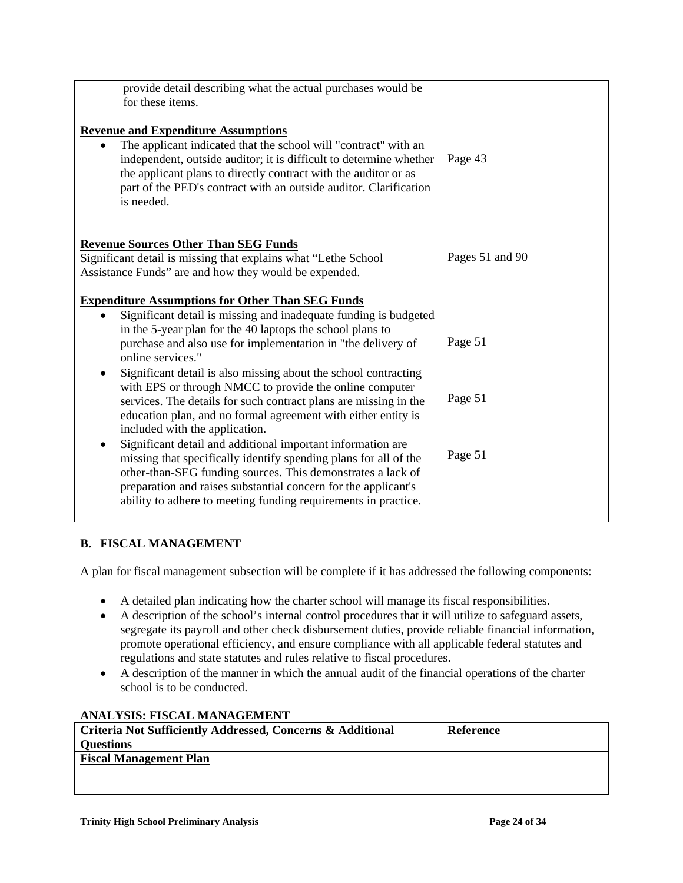| | |
|---|---|
| provide detail describing what the actual purchases would be for these items. | |
| **Revenue and Expenditure Assumptions**<br>• The applicant indicated that the school will "contract" with an independent, outside auditor; it is difficult to determine whether the applicant plans to directly contract with the auditor or as part of the PED's contract with an outside auditor. Clarification is needed. | Page 43 |
| **Revenue Sources Other Than SEG Funds**<br>Significant detail is missing that explains what "Lethe School Assistance Funds" are and how they would be expended. | Pages 51 and 90 |
| **Expenditure Assumptions for Other Than SEG Funds**<br>• Significant detail is missing and inadequate funding is budgeted in the 5-year plan for the 40 laptops the school plans to purchase and also use for implementation in "the delivery of online services." | Page 51 |
| • Significant detail is also missing about the school contracting with EPS or through NMCC to provide the online computer services. The details for such contract plans are missing in the education plan, and no formal agreement with either entity is included with the application. | Page 51 |
| • Significant detail and additional important information are missing that specifically identify spending plans for all of the other-than-SEG funding sources. This demonstrates a lack of preparation and raises substantial concern for the applicant's ability to adhere to meeting funding requirements in practice. | Page 51 |

## B. FISCAL MANAGEMENT

A plan for fiscal management subsection will be complete if it has addressed the following components:

- A detailed plan indicating how the charter school will manage its fiscal responsibilities.
- A description of the school's internal control procedures that it will utilize to safeguard assets, segregate its payroll and other check disbursement duties, provide reliable financial information, promote operational efficiency, and ensure compliance with all applicable federal statutes and regulations and state statutes and rules relative to fiscal procedures.
- A description of the manner in which the annual audit of the financial operations of the charter school is to be conducted.

**ANALYSIS: FISCAL MANAGEMENT**

| Criteria Not Sufficiently Addressed, Concerns & Additional Questions | Reference |
|---|---|
| **Fiscal Management Plan** | |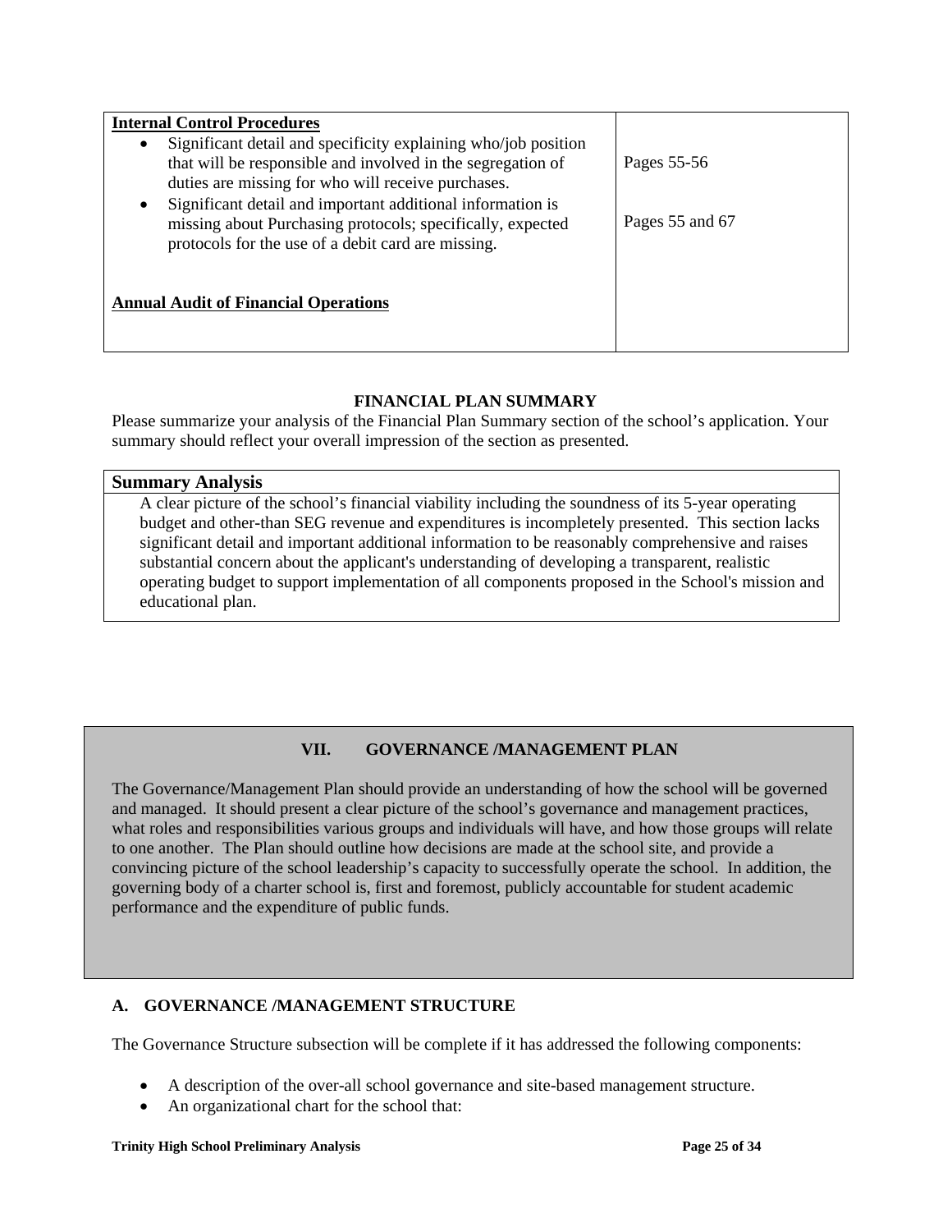| **Internal Control Procedures**<br>• Significant detail and specificity explaining who/job position that will be responsible and involved in the segregation of duties are missing for who will receive purchases.<br>• Significant detail and important additional information is missing about Purchasing protocols; specifically, expected protocols for the use of a debit card are missing.<br><br>**Annual Audit of Financial Operations** | Pages 55-56<br><br>Pages 55 and 67 |
|---|---|

**FINANCIAL PLAN SUMMARY**

Please summarize your analysis of the Financial Plan Summary section of the school's application. Your summary should reflect your overall impression of the section as presented.

| **Summary Analysis** |
|---|
| A clear picture of the school's financial viability including the soundness of its 5-year operating budget and other-than SEG revenue and expenditures is incompletely presented. This section lacks significant detail and important additional information to be reasonably comprehensive and raises substantial concern about the applicant's understanding of developing a transparent, realistic operating budget to support implementation of all components proposed in the School's mission and educational plan. |

## VII. GOVERNANCE /MANAGEMENT PLAN

The Governance/Management Plan should provide an understanding of how the school will be governed and managed. It should present a clear picture of the school's governance and management practices, what roles and responsibilities various groups and individuals will have, and how those groups will relate to one another. The Plan should outline how decisions are made at the school site, and provide a convincing picture of the school leadership's capacity to successfully operate the school. In addition, the governing body of a charter school is, first and foremost, publicly accountable for student academic performance and the expenditure of public funds.

### A. GOVERNANCE /MANAGEMENT STRUCTURE

The Governance Structure subsection will be complete if it has addressed the following components:

- A description of the over-all school governance and site-based management structure.
- An organizational chart for the school that: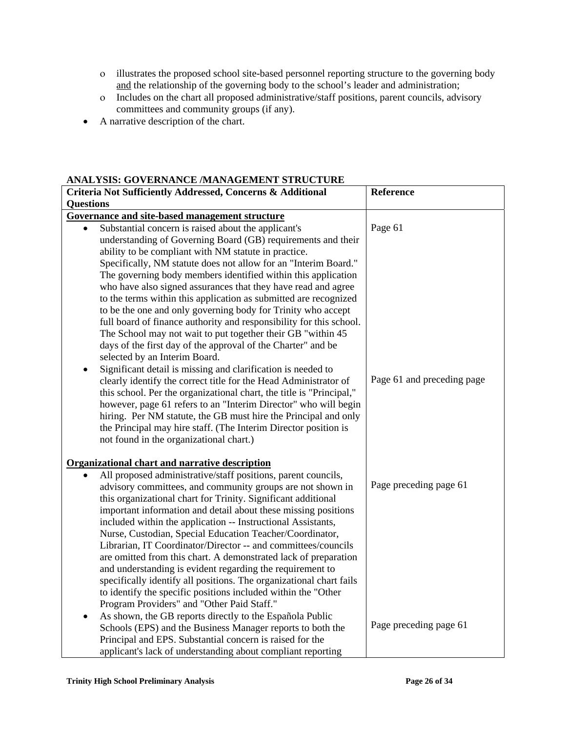- o illustrates the proposed school site-based personnel reporting structure to the governing body and the relationship of the governing body to the school's leader and administration;
  - o Includes on the chart all proposed administrative/staff positions, parent councils, advisory committees and community groups (if any).
- A narrative description of the chart.

**ANALYSIS: GOVERNANCE /MANAGEMENT STRUCTURE**

| Criteria Not Sufficiently Addressed, Concerns & Additional Questions | Reference |
|---|---|
| **Governance and site-based management structure** | |
| • Substantial concern is raised about the applicant's understanding of Governing Board (GB) requirements and their ability to be compliant with NM statute in practice. Specifically, NM statute does not allow for an "Interim Board." The governing body members identified within this application who have also signed assurances that they have read and agree to the terms within this application as submitted are recognized to be the one and only governing body for Trinity who accept full board of finance authority and responsibility for this school. The School may not wait to put together their GB "within 45 days of the first day of the approval of the Charter" and be selected by an Interim Board. | Page 61 |
| • Significant detail is missing and clarification is needed to clearly identify the correct title for the Head Administrator of this school. Per the organizational chart, the title is "Principal," however, page 61 refers to an "Interim Director" who will begin hiring. Per NM statute, the GB must hire the Principal and only the Principal may hire staff. (The Interim Director position is not found in the organizational chart.) | Page 61 and preceding page |
| **Organizational chart and narrative description** | |
| • All proposed administrative/staff positions, parent councils, advisory committees, and community groups are not shown in this organizational chart for Trinity. Significant additional important information and detail about these missing positions included within the application -- Instructional Assistants, Nurse, Custodian, Special Education Teacher/Coordinator, Librarian, IT Coordinator/Director -- and committees/councils are omitted from this chart. A demonstrated lack of preparation and understanding is evident regarding the requirement to specifically identify all positions. The organizational chart fails to identify the specific positions included within the "Other Program Providers" and "Other Paid Staff." | Page preceding page 61 |
| • As shown, the GB reports directly to the Española Public Schools (EPS) and the Business Manager reports to both the Principal and EPS. Substantial concern is raised for the applicant's lack of understanding about compliant reporting | Page preceding page 61 |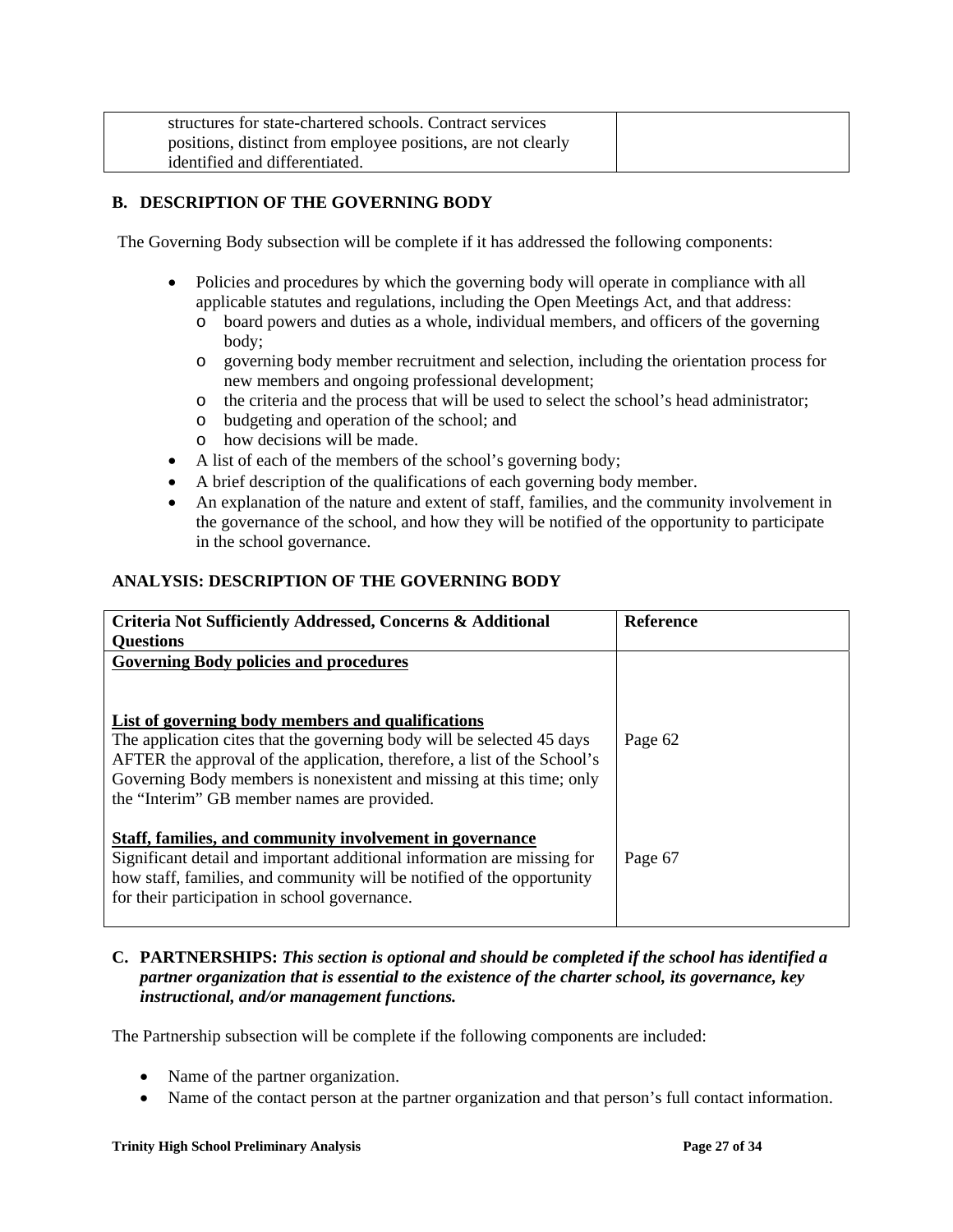| | |
|---|---|
| structures for state-chartered schools. Contract services positions, distinct from employee positions, are not clearly identified and differentiated. | |

## B. DESCRIPTION OF THE GOVERNING BODY

The Governing Body subsection will be complete if it has addressed the following components:

- Policies and procedures by which the governing body will operate in compliance with all applicable statutes and regulations, including the Open Meetings Act, and that address:
  - board powers and duties as a whole, individual members, and officers of the governing body;
  - governing body member recruitment and selection, including the orientation process for new members and ongoing professional development;
  - the criteria and the process that will be used to select the school's head administrator;
  - budgeting and operation of the school; and
  - how decisions will be made.
- A list of each of the members of the school's governing body;
- A brief description of the qualifications of each governing body member.
- An explanation of the nature and extent of staff, families, and the community involvement in the governance of the school, and how they will be notified of the opportunity to participate in the school governance.

### ANALYSIS: DESCRIPTION OF THE GOVERNING BODY

| Criteria Not Sufficiently Addressed, Concerns & Additional Questions | Reference |
|---|---|
| **Governing Body policies and procedures** | |
| **List of governing body members and qualifications**<br>The application cites that the governing body will be selected 45 days AFTER the approval of the application, therefore, a list of the School's Governing Body members is nonexistent and missing at this time; only the "Interim" GB member names are provided. | Page 62 |
| **Staff, families, and community involvement in governance**<br>Significant detail and important additional information are missing for how staff, families, and community will be notified of the opportunity for their participation in school governance. | Page 67 |

## C. PARTNERSHIPS: *This section is optional and should be completed if the school has identified a partner organization that is essential to the existence of the charter school, its governance, key instructional, and/or management functions.*

The Partnership subsection will be complete if the following components are included:

- Name of the partner organization.
- Name of the contact person at the partner organization and that person's full contact information.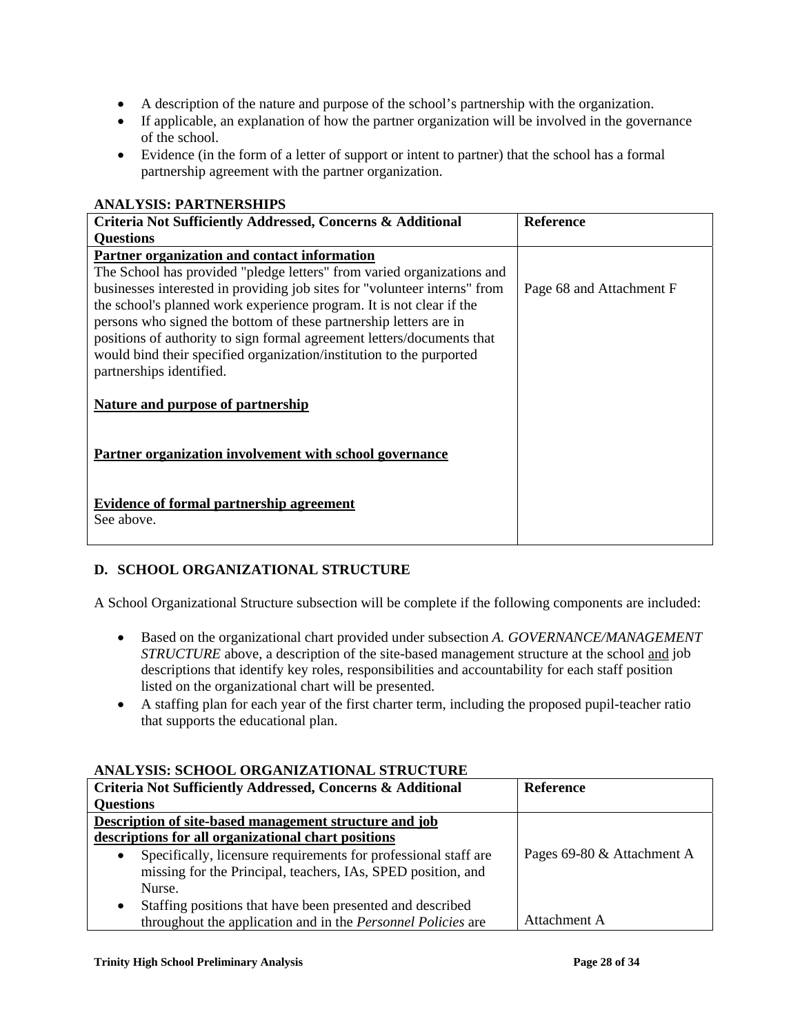- A description of the nature and purpose of the school's partnership with the organization.
- If applicable, an explanation of how the partner organization will be involved in the governance of the school.
- Evidence (in the form of a letter of support or intent to partner) that the school has a formal partnership agreement with the organization.

**ANALYSIS: PARTNERSHIPS**

| Criteria Not Sufficiently Addressed, Concerns & Additional Questions | Reference |
|---|---|
| **Partner organization and contact information**<br>The School has provided "pledge letters" from varied organizations and businesses interested in providing job sites for "volunteer interns" from the school's planned work experience program. It is not clear if the persons who signed the bottom of these partnership letters are in positions of authority to sign formal agreement letters/documents that would bind their specified organization/institution to the purported partnerships identified.<br><br>**Nature and purpose of partnership**<br><br>**Partner organization involvement with school governance**<br><br>**Evidence of formal partnership agreement**<br>See above. | Page 68 and Attachment F |

## D. SCHOOL ORGANIZATIONAL STRUCTURE

A School Organizational Structure subsection will be complete if the following components are included:

- Based on the organizational chart provided under subsection *A. GOVERNANCE/MANAGEMENT STRUCTURE* above, a description of the site-based management structure at the school and job descriptions that identify key roles, responsibilities and accountability for each staff position listed on the organizational chart will be presented.
- A staffing plan for each year of the first charter term, including the proposed pupil-teacher ratio that supports the educational plan.

**ANALYSIS: SCHOOL ORGANIZATIONAL STRUCTURE**

| Criteria Not Sufficiently Addressed, Concerns & Additional Questions | Reference |
|---|---|
| **Description of site-based management structure and job descriptions for all organizational chart positions**<br>• Specifically, licensure requirements for professional staff are missing for the Principal, teachers, IAs, SPED position, and Nurse.<br>• Staffing positions that have been presented and described throughout the application and in the *Personnel Policies* are | Pages 69-80 & Attachment A<br><br>Attachment A |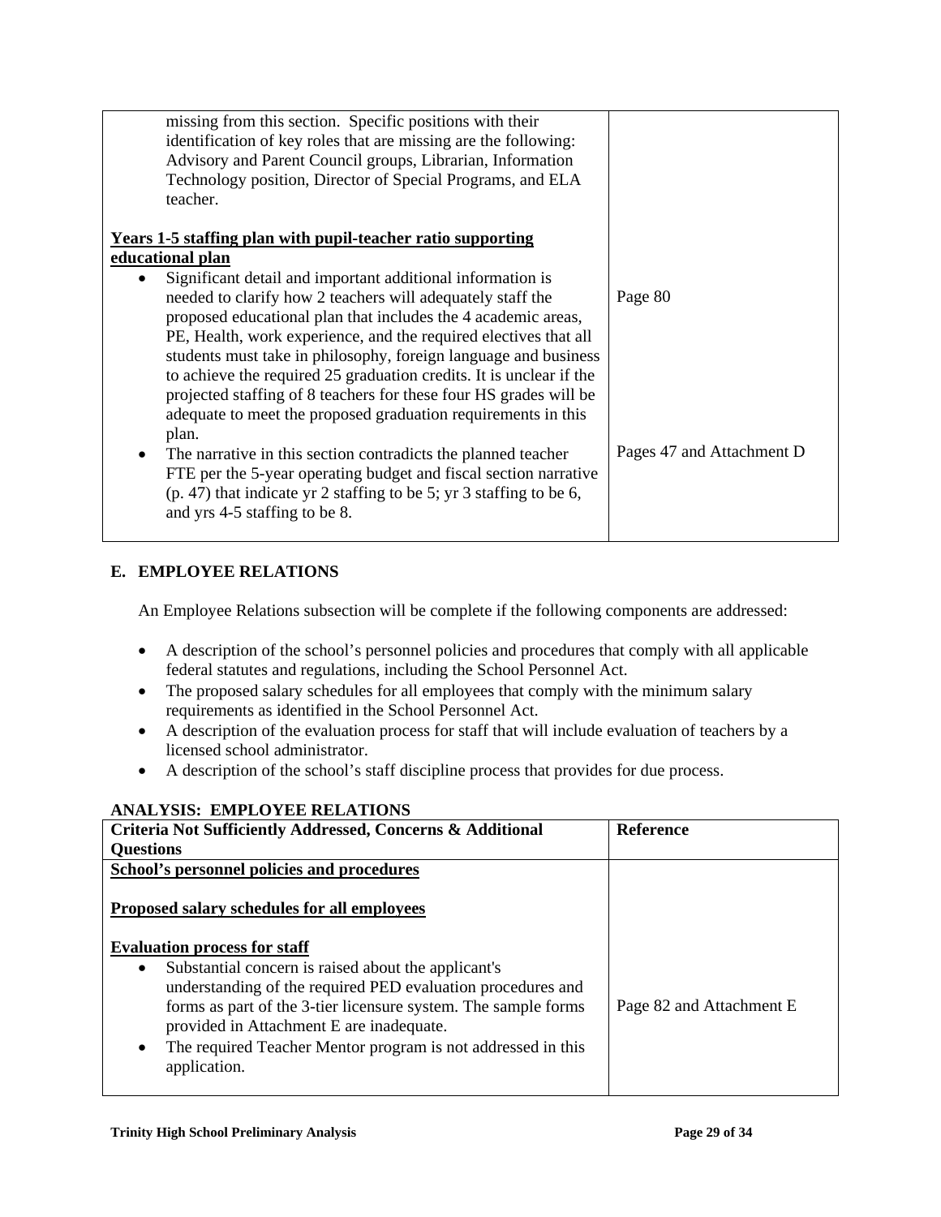| | |
|---|---|
| missing from this section. Specific positions with their identification of key roles that are missing are the following: Advisory and Parent Council groups, Librarian, Information Technology position, Director of Special Programs, and ELA teacher.<br><br>**Years 1-5 staffing plan with pupil-teacher ratio supporting educational plan**<br>• Significant detail and important additional information is needed to clarify how 2 teachers will adequately staff the proposed educational plan that includes the 4 academic areas, PE, Health, work experience, and the required electives that all students must take in philosophy, foreign language and business to achieve the required 25 graduation credits. It is unclear if the projected staffing of 8 teachers for these four HS grades will be adequate to meet the proposed graduation requirements in this plan.<br>• The narrative in this section contradicts the planned teacher FTE per the 5-year operating budget and fiscal section narrative (p. 47) that indicate yr 2 staffing to be 5; yr 3 staffing to be 6, and yrs 4-5 staffing to be 8. | Page 80<br><br>Pages 47 and Attachment D |

## E. EMPLOYEE RELATIONS

An Employee Relations subsection will be complete if the following components are addressed:

- A description of the school's personnel policies and procedures that comply with all applicable federal statutes and regulations, including the School Personnel Act.
- The proposed salary schedules for all employees that comply with the minimum salary requirements as identified in the School Personnel Act.
- A description of the evaluation process for staff that will include evaluation of teachers by a licensed school administrator.
- A description of the school's staff discipline process that provides for due process.

**ANALYSIS: EMPLOYEE RELATIONS**

| Criteria Not Sufficiently Addressed, Concerns & Additional Questions | Reference |
|---|---|
| **School's personnel policies and procedures**<br><br>**Proposed salary schedules for all employees**<br><br>**Evaluation process for staff**<br>• Substantial concern is raised about the applicant's understanding of the required PED evaluation procedures and forms as part of the 3-tier licensure system. The sample forms provided in Attachment E are inadequate.<br>• The required Teacher Mentor program is not addressed in this application. | Page 82 and Attachment E |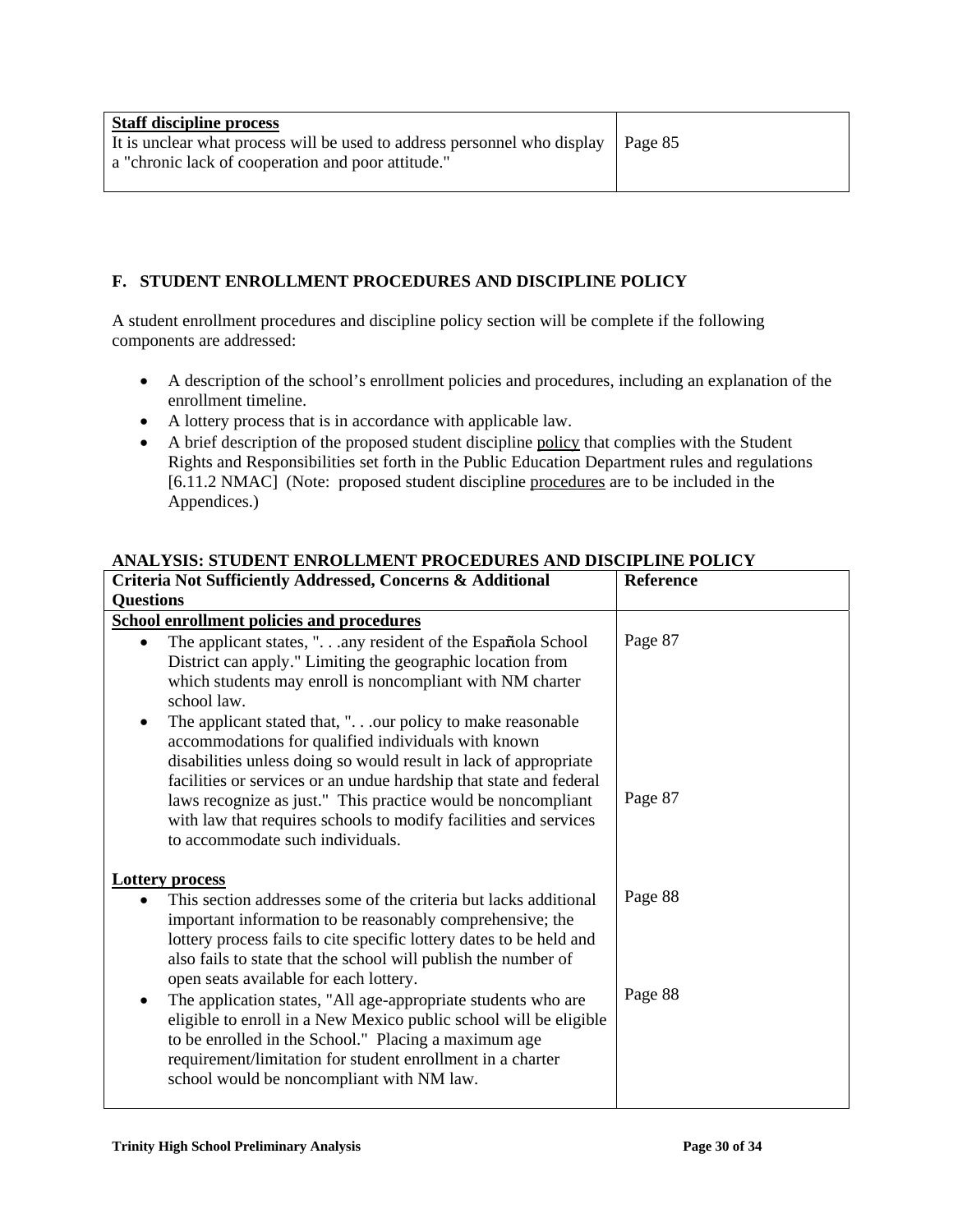| Staff discipline process | |
|---|---|
| It is unclear what process will be used to address personnel who display a "chronic lack of cooperation and poor attitude." | Page 85 |

## F. STUDENT ENROLLMENT PROCEDURES AND DISCIPLINE POLICY

A student enrollment procedures and discipline policy section will be complete if the following components are addressed:

- A description of the school's enrollment policies and procedures, including an explanation of the enrollment timeline.
- A lottery process that is in accordance with applicable law.
- A brief description of the proposed student discipline policy that complies with the Student Rights and Responsibilities set forth in the Public Education Department rules and regulations [6.11.2 NMAC] (Note: proposed student discipline procedures are to be included in the Appendices.)

**ANALYSIS: STUDENT ENROLLMENT PROCEDURES AND DISCIPLINE POLICY**

| Criteria Not Sufficiently Addressed, Concerns & Additional Questions | Reference |
|---|---|
| **School enrollment policies and procedures** | |
| • The applicant states, ". . .any resident of the Española School District can apply." Limiting the geographic location from which students may enroll is noncompliant with NM charter school law. | Page 87 |
| • The applicant stated that, ". . .our policy to make reasonable accommodations for qualified individuals with known disabilities unless doing so would result in lack of appropriate facilities or services or an undue hardship that state and federal laws recognize as just." This practice would be noncompliant with law that requires schools to modify facilities and services to accommodate such individuals. | Page 87 |
| **Lottery process** | |
| • This section addresses some of the criteria but lacks additional important information to be reasonably comprehensive; the lottery process fails to cite specific lottery dates to be held and also fails to state that the school will publish the number of open seats available for each lottery. | Page 88 |
| • The application states, "All age-appropriate students who are eligible to enroll in a New Mexico public school will be eligible to be enrolled in the School." Placing a maximum age requirement/limitation for student enrollment in a charter school would be noncompliant with NM law. | Page 88 |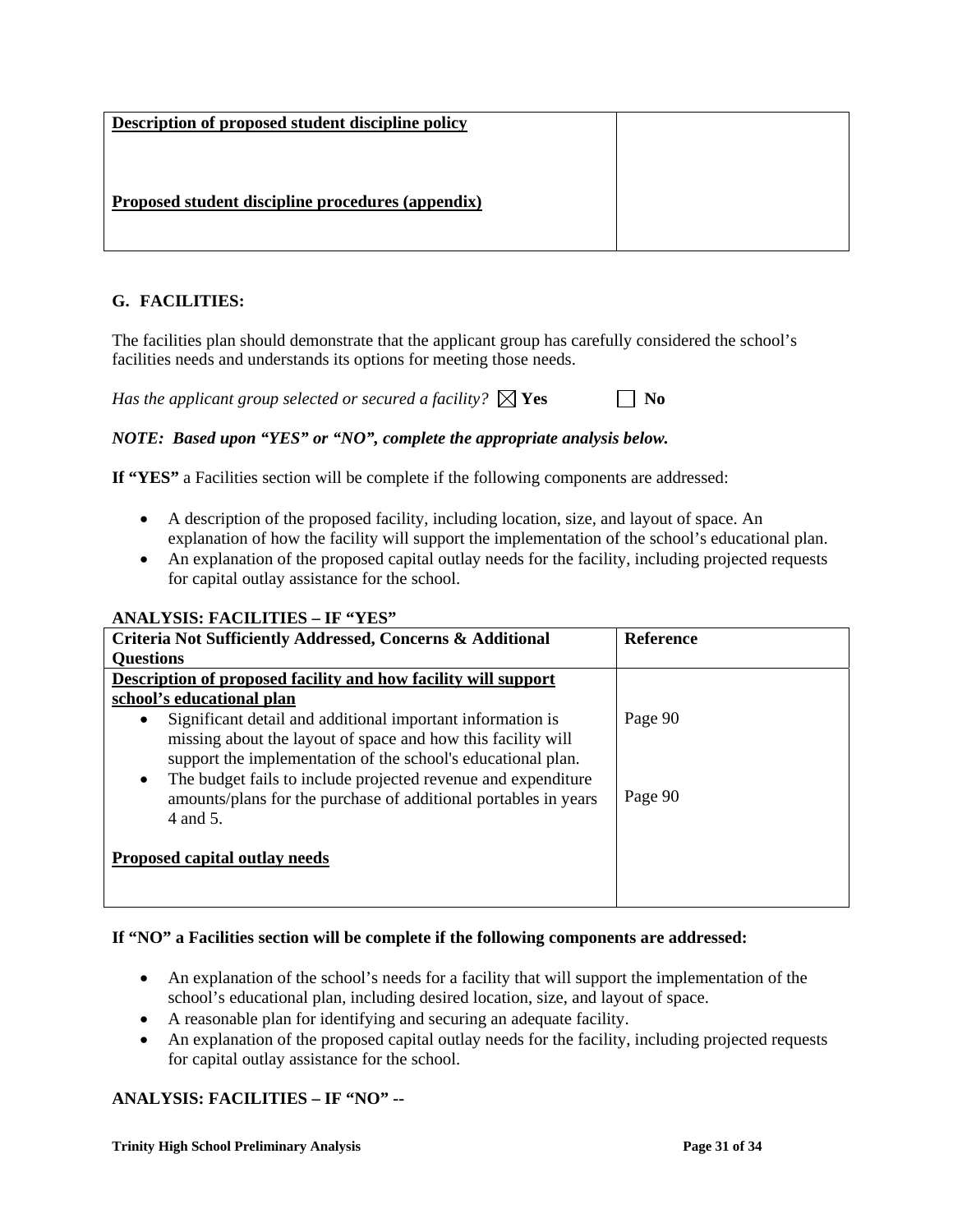| **Description of proposed student discipline policy**<br><br>**Proposed student discipline procedures (appendix)** | |
|---|---|

## G. FACILITIES:

The facilities plan should demonstrate that the applicant group has carefully considered the school's facilities needs and understands its options for meeting those needs.

*Has the applicant group selected or secured a facility?* ☒ **Yes** ☐ **No**

***NOTE: Based upon "YES" or "NO", complete the appropriate analysis below.***

**If "YES"** a Facilities section will be complete if the following components are addressed:

- A description of the proposed facility, including location, size, and layout of space. An explanation of how the facility will support the implementation of the school's educational plan.
- An explanation of the proposed capital outlay needs for the facility, including projected requests for capital outlay assistance for the school.

**ANALYSIS: FACILITIES – IF "YES"**

| Criteria Not Sufficiently Addressed, Concerns & Additional Questions | Reference |
|---|---|
| **Description of proposed facility and how facility will support school's educational plan** | |
| • Significant detail and additional important information is missing about the layout of space and how this facility will support the implementation of the school's educational plan. | Page 90 |
| • The budget fails to include projected revenue and expenditure amounts/plans for the purchase of additional portables in years 4 and 5. | Page 90 |
| **Proposed capital outlay needs** | |

**If "NO" a Facilities section will be complete if the following components are addressed:**

- An explanation of the school's needs for a facility that will support the implementation of the school's educational plan, including desired location, size, and layout of space.
- A reasonable plan for identifying and securing an adequate facility.
- An explanation of the proposed capital outlay needs for the facility, including projected requests for capital outlay assistance for the school.

**ANALYSIS: FACILITIES – IF "NO" --**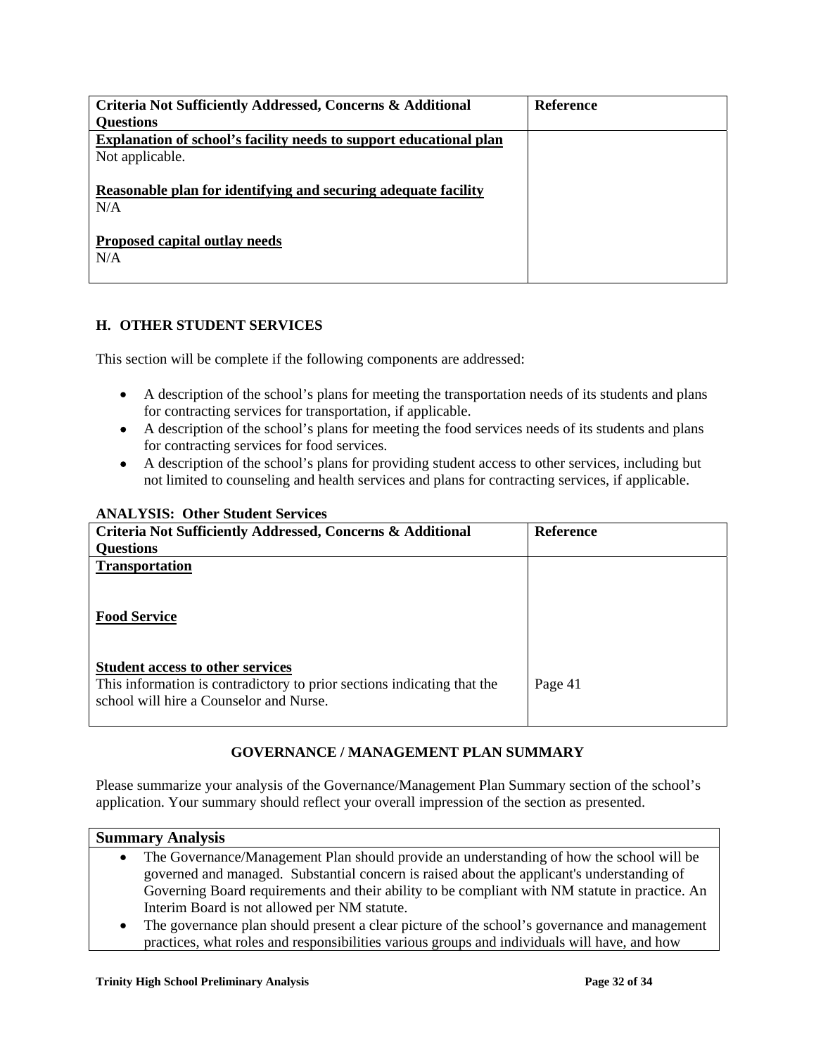| Criteria Not Sufficiently Addressed, Concerns & Additional Questions | Reference |
|---|---|
| **Explanation of school's facility needs to support educational plan**<br>Not applicable.<br><br>**Reasonable plan for identifying and securing adequate facility**<br>N/A<br><br>**Proposed capital outlay needs**<br>N/A | |

## H. OTHER STUDENT SERVICES

This section will be complete if the following components are addressed:

- A description of the school's plans for meeting the transportation needs of its students and plans for contracting services for transportation, if applicable.
- A description of the school's plans for meeting the food services needs of its students and plans for contracting services for food services.
- A description of the school's plans for providing student access to other services, including but not limited to counseling and health services and plans for contracting services, if applicable.

**ANALYSIS: Other Student Services**

| Criteria Not Sufficiently Addressed, Concerns & Additional Questions | Reference |
|---|---|
| **Transportation** | |
| **Food Service** | |
| **Student access to other services**<br>This information is contradictory to prior sections indicating that the school will hire a Counselor and Nurse. | Page 41 |

### GOVERNANCE / MANAGEMENT PLAN SUMMARY

Please summarize your analysis of the Governance/Management Plan Summary section of the school's application. Your summary should reflect your overall impression of the section as presented.

| Summary Analysis |
|---|
| • The Governance/Management Plan should provide an understanding of how the school will be governed and managed. Substantial concern is raised about the applicant's understanding of Governing Board requirements and their ability to be compliant with NM statute in practice. An Interim Board is not allowed per NM statute.<br>• The governance plan should present a clear picture of the school's governance and management practices, what roles and responsibilities various groups and individuals will have, and how |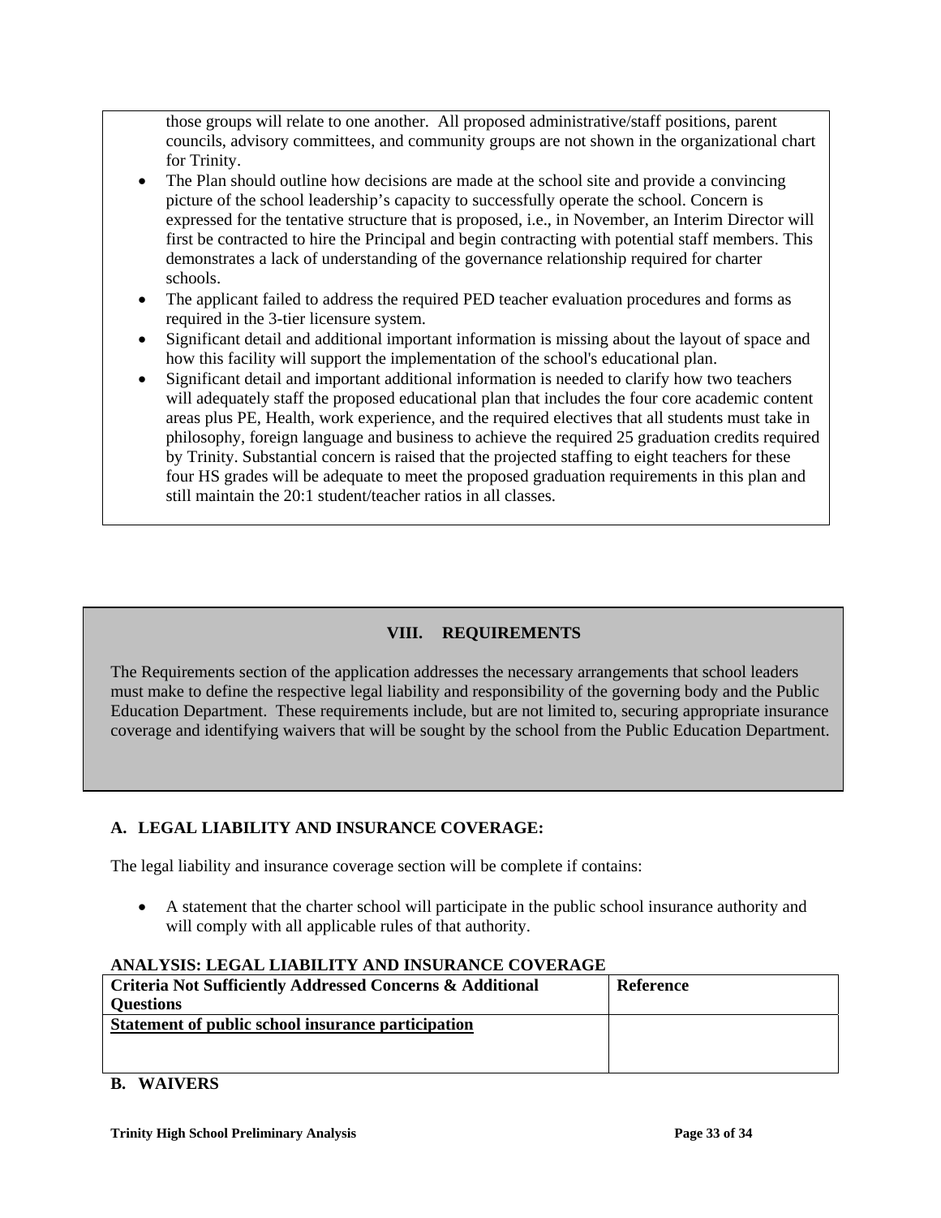those groups will relate to one another. All proposed administrative/staff positions, parent councils, advisory committees, and community groups are not shown in the organizational chart for Trinity.

- The Plan should outline how decisions are made at the school site and provide a convincing picture of the school leadership's capacity to successfully operate the school. Concern is expressed for the tentative structure that is proposed, i.e., in November, an Interim Director will first be contracted to hire the Principal and begin contracting with potential staff members. This demonstrates a lack of understanding of the governance relationship required for charter schools.
- The applicant failed to address the required PED teacher evaluation procedures and forms as required in the 3-tier licensure system.
- Significant detail and additional important information is missing about the layout of space and how this facility will support the implementation of the school's educational plan.
- Significant detail and important additional information is needed to clarify how two teachers will adequately staff the proposed educational plan that includes the four core academic content areas plus PE, Health, work experience, and the required electives that all students must take in philosophy, foreign language and business to achieve the required 25 graduation credits required by Trinity. Substantial concern is raised that the projected staffing to eight teachers for these four HS grades will be adequate to meet the proposed graduation requirements in this plan and still maintain the 20:1 student/teacher ratios in all classes.

## VIII. REQUIREMENTS

The Requirements section of the application addresses the necessary arrangements that school leaders must make to define the respective legal liability and responsibility of the governing body and the Public Education Department. These requirements include, but are not limited to, securing appropriate insurance coverage and identifying waivers that will be sought by the school from the Public Education Department.

### A. LEGAL LIABILITY AND INSURANCE COVERAGE:

The legal liability and insurance coverage section will be complete if contains:

- A statement that the charter school will participate in the public school insurance authority and will comply with all applicable rules of that authority.

**ANALYSIS: LEGAL LIABILITY AND INSURANCE COVERAGE**

| Criteria Not Sufficiently Addressed Concerns & Additional Questions | Reference |
|---|---|
| Statement of public school insurance participation | |

### B. WAIVERS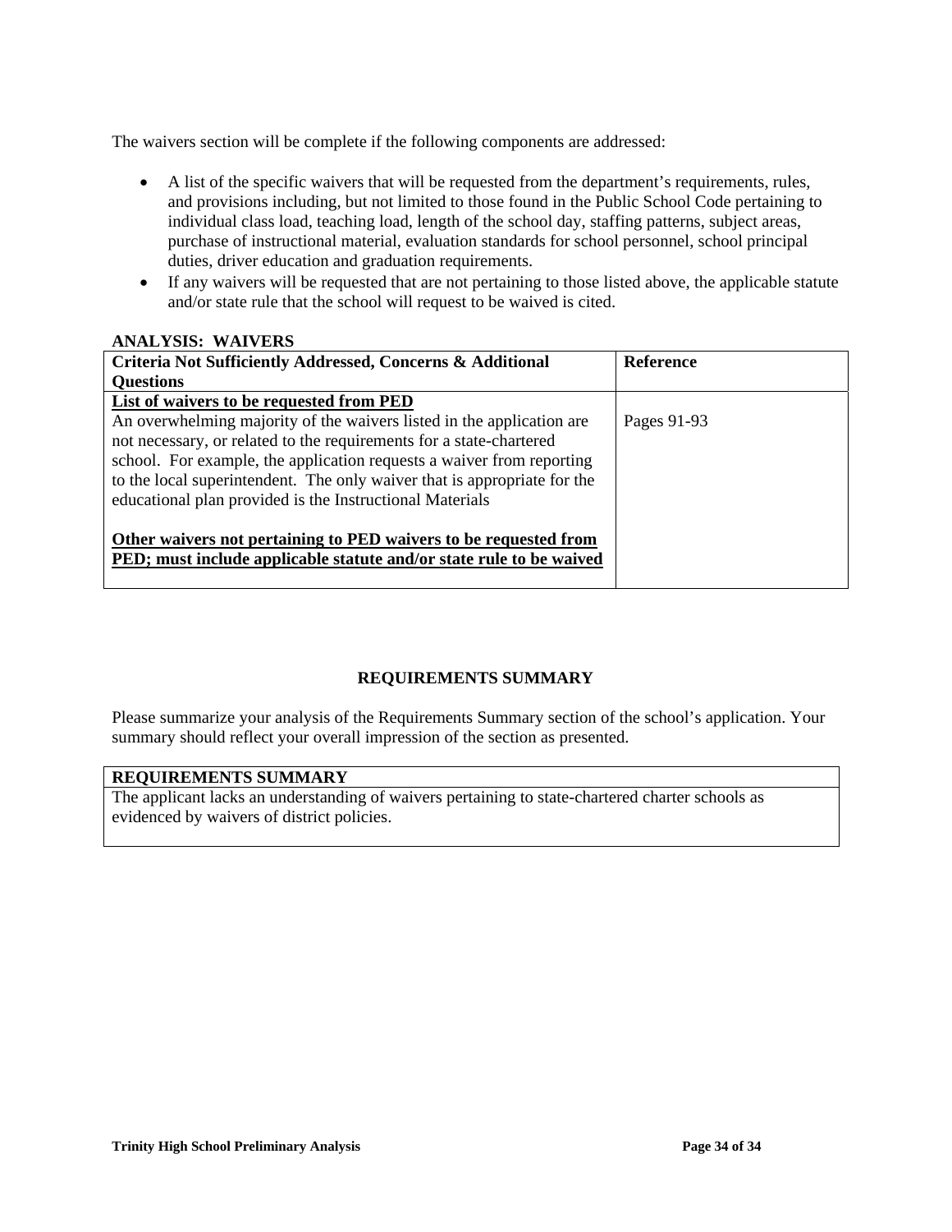The waivers section will be complete if the following components are addressed:

- A list of the specific waivers that will be requested from the department's requirements, rules, and provisions including, but not limited to those found in the Public School Code pertaining to individual class load, teaching load, length of the school day, staffing patterns, subject areas, purchase of instructional material, evaluation standards for school personnel, school principal duties, driver education and graduation requirements.
- If any waivers will be requested that are not pertaining to those listed above, the applicable statute and/or state rule that the school will request to be waived is cited.

**ANALYSIS: WAIVERS**

| Criteria Not Sufficiently Addressed, Concerns & Additional Questions | Reference |
|---|---|
| **<u>List of waivers to be requested from PED</u>**<br>An overwhelming majority of the waivers listed in the application are not necessary, or related to the requirements for a state-chartered school. For example, the application requests a waiver from reporting to the local superintendent. The only waiver that is appropriate for the educational plan provided is the Instructional Materials<br><br>**<u>Other waivers not pertaining to PED waivers to be requested from PED; must include applicable statute and/or state rule to be waived</u>** | Pages 91-93 |

## REQUIREMENTS SUMMARY

Please summarize your analysis of the Requirements Summary section of the school's application. Your summary should reflect your overall impression of the section as presented.

| REQUIREMENTS SUMMARY |
|---|
| The applicant lacks an understanding of waivers pertaining to state-chartered charter schools as evidenced by waivers of district policies. |